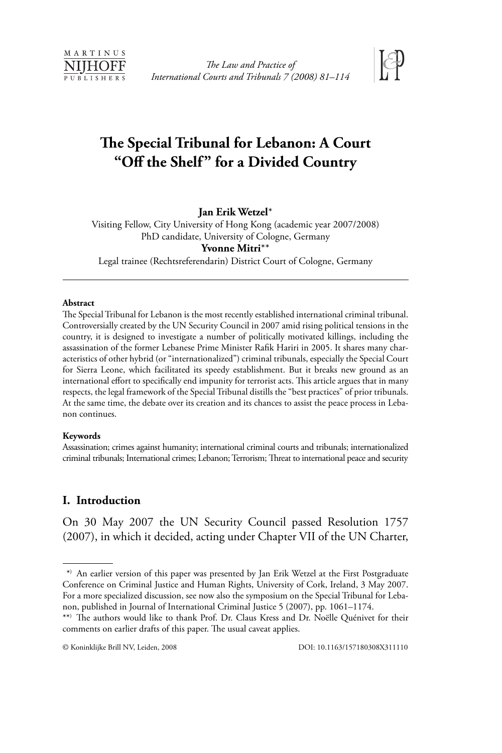# The Special Tribunal for Lebanon: A Court "Off the Shelf" for a Divided Country

**Jan Erik Wetzel***
Visiting Fellow, City University of Hong Kong (academic year 2007/2008)
PhD candidate, University of Cologne, Germany

**Yvonne Mitri****
Legal trainee (Rechtsreferendarin) District Court of Cologne, Germany

---

**Abstract**

The Special Tribunal for Lebanon is the most recently established international criminal tribunal. Controversially created by the UN Security Council in 2007 amid rising political tensions in the country, it is designed to investigate a number of politically motivated killings, including the assassination of the former Lebanese Prime Minister Rafik Hariri in 2005. It shares many characteristics of other hybrid (or "internationalized") criminal tribunals, especially the Special Court for Sierra Leone, which facilitated its speedy establishment. But it breaks new ground as an international effort to specifically end impunity for terrorist acts. This article argues that in many respects, the legal framework of the Special Tribunal distills the "best practices" of prior tribunals. At the same time, the debate over its creation and its chances to assist the peace process in Lebanon continues.

**Keywords**

Assassination; crimes against humanity; international criminal courts and tribunals; internationalized criminal tribunals; International crimes; Lebanon; Terrorism; Threat to international peace and security

## I. Introduction

On 30 May 2007 the UN Security Council passed Resolution 1757 (2007), in which it decided, acting under Chapter VII of the UN Charter,

---

*) An earlier version of this paper was presented by Jan Erik Wetzel at the First Postgraduate Conference on Criminal Justice and Human Rights, University of Cork, Ireland, 3 May 2007. For a more specialized discussion, see now also the symposium on the Special Tribunal for Lebanon, published in Journal of International Criminal Justice 5 (2007), pp. 1061–1174.

**) The authors would like to thank Prof. Dr. Claus Kress and Dr. Noëlle Quénivet for their comments on earlier drafts of this paper. The usual caveat applies.

© Koninklijke Brill NV, Leiden, 2008 DOI: 10.1163/157180308X311110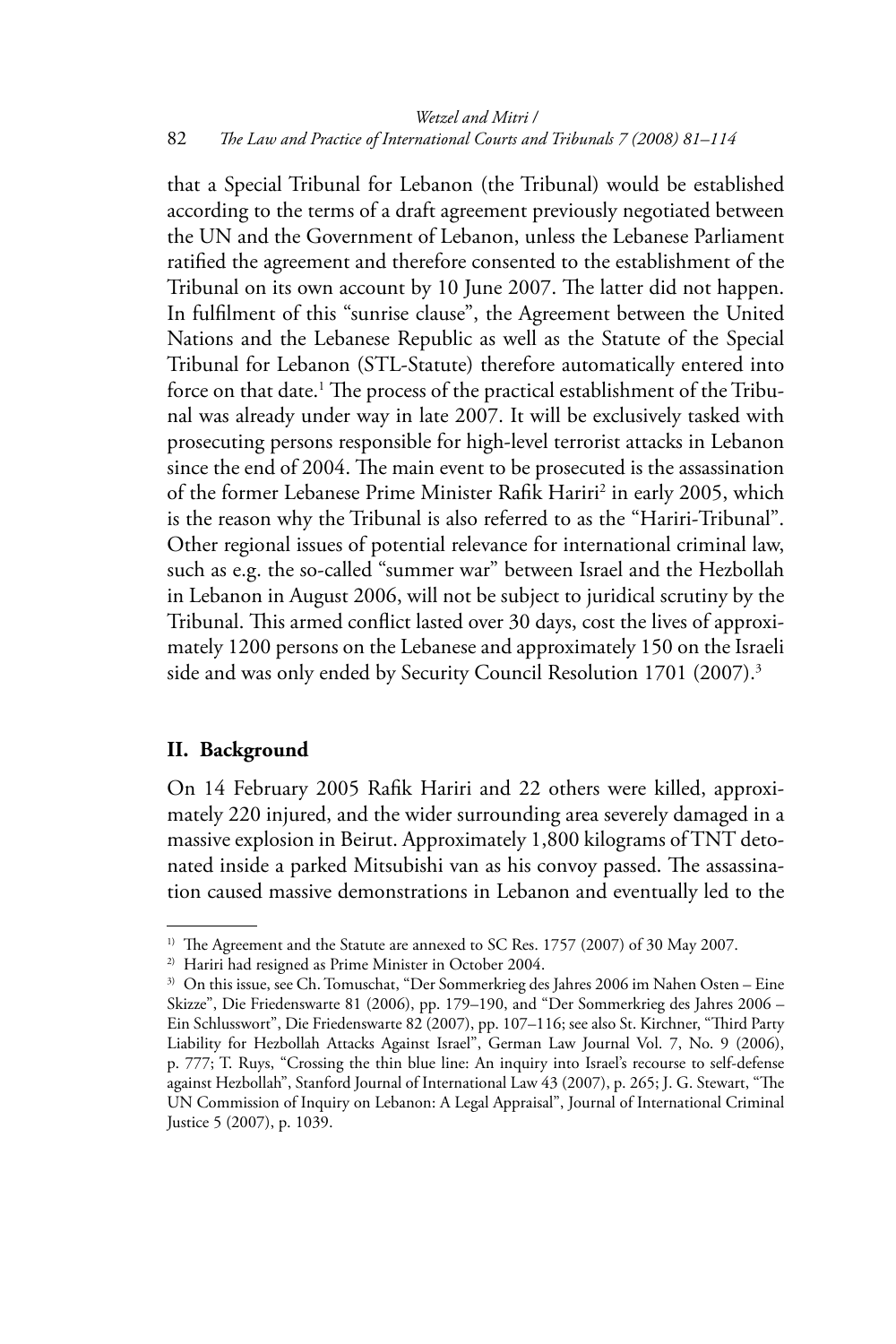that a Special Tribunal for Lebanon (the Tribunal) would be established according to the terms of a draft agreement previously negotiated between the UN and the Government of Lebanon, unless the Lebanese Parliament ratified the agreement and therefore consented to the establishment of the Tribunal on its own account by 10 June 2007. The latter did not happen. In fulfilment of this "sunrise clause", the Agreement between the United Nations and the Lebanese Republic as well as the Statute of the Special Tribunal for Lebanon (STL-Statute) therefore automatically entered into force on that date.[1] The process of the practical establishment of the Tribunal was already under way in late 2007. It will be exclusively tasked with prosecuting persons responsible for high-level terrorist attacks in Lebanon since the end of 2004. The main event to be prosecuted is the assassination of the former Lebanese Prime Minister Rafik Hariri[2] in early 2005, which is the reason why the Tribunal is also referred to as the "Hariri-Tribunal". Other regional issues of potential relevance for international criminal law, such as e.g. the so-called "summer war" between Israel and the Hezbollah in Lebanon in August 2006, will not be subject to juridical scrutiny by the Tribunal. This armed conflict lasted over 30 days, cost the lives of approximately 1200 persons on the Lebanese and approximately 150 on the Israeli side and was only ended by Security Council Resolution 1701 (2007).[3]

## II. Background

On 14 February 2005 Rafik Hariri and 22 others were killed, approximately 220 injured, and the wider surrounding area severely damaged in a massive explosion in Beirut. Approximately 1,800 kilograms of TNT detonated inside a parked Mitsubishi van as his convoy passed. The assassination caused massive demonstrations in Lebanon and eventually led to the

---

[1] The Agreement and the Statute are annexed to SC Res. 1757 (2007) of 30 May 2007.

[2] Hariri had resigned as Prime Minister in October 2004.

[3] On this issue, see Ch. Tomuschat, "Der Sommerkrieg des Jahres 2006 im Nahen Osten – Eine Skizze", Die Friedenswarte 81 (2006), pp. 179–190, and "Der Sommerkrieg des Jahres 2006 – Ein Schlusswort", Die Friedenswarte 82 (2007), pp. 107–116; see also St. Kirchner, "Third Party Liability for Hezbollah Attacks Against Israel", German Law Journal Vol. 7, No. 9 (2006), p. 777; T. Ruys, "Crossing the thin blue line: An inquiry into Israel's recourse to self-defense against Hezbollah", Stanford Journal of International Law 43 (2007), p. 265; J. G. Stewart, "The UN Commission of Inquiry on Lebanon: A Legal Appraisal", Journal of International Criminal Justice 5 (2007), p. 1039.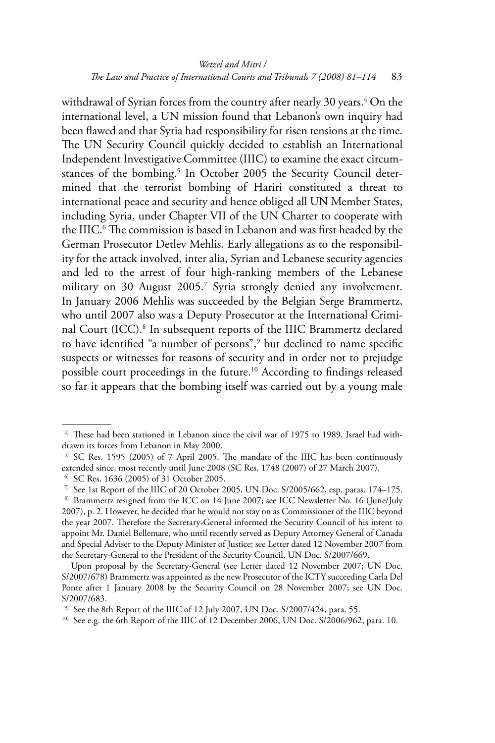withdrawal of Syrian forces from the country after nearly 30 years.[4] On the international level, a UN mission found that Lebanon's own inquiry had been flawed and that Syria had responsibility for risen tensions at the time. The UN Security Council quickly decided to establish an International Independent Investigative Committee (IIIC) to examine the exact circumstances of the bombing.[5] In October 2005 the Security Council determined that the terrorist bombing of Hariri constituted a threat to international peace and security and hence obliged all UN Member States, including Syria, under Chapter VII of the UN Charter to cooperate with the IIIC.[6] The commission is based in Lebanon and was first headed by the German Prosecutor Detlev Mehlis. Early allegations as to the responsibility for the attack involved, inter alia, Syrian and Lebanese security agencies and led to the arrest of four high-ranking members of the Lebanese military on 30 August 2005.[7] Syria strongly denied any involvement. In January 2006 Mehlis was succeeded by the Belgian Serge Brammertz, who until 2007 also was a Deputy Prosecutor at the International Criminal Court (ICC).[8] In subsequent reports of the IIIC Brammertz declared to have identified "a number of persons",[9] but declined to name specific suspects or witnesses for reasons of security and in order not to prejudge possible court proceedings in the future.[10] According to findings released so far it appears that the bombing itself was carried out by a young male

---

[4] These had been stationed in Lebanon since the civil war of 1975 to 1989. Israel had withdrawn its forces from Lebanon in May 2000.

[5] SC Res. 1595 (2005) of 7 April 2005. The mandate of the IIIC has been continuously extended since, most recently until June 2008 (SC Res. 1748 (2007) of 27 March 2007).

[6] SC Res. 1636 (2005) of 31 October 2005.

[7] See 1st Report of the IIIC of 20 October 2005, UN Doc. S/2005/662, esp. paras. 174–175.

[8] Brammertz resigned from the ICC on 14 June 2007; see ICC Newsletter No. 16 (June/July 2007), p. 2. However, he decided that he would not stay on as Commissioner of the IIIC beyond the year 2007. Therefore the Secretary-General informed the Security Council of his intent to appoint Mr. Daniel Bellemare, who until recently served as Deputy Attorney General of Canada and Special Adviser to the Deputy Minister of Justice; see Letter dated 12 November 2007 from the Secretary-General to the President of the Security Council, UN Doc. S/2007/669.

Upon proposal by the Secretary-General (see Letter dated 12 November 2007; UN Doc. S/2007/678) Brammertz was appointed as the new Prosecutor of the ICTY succeeding Carla Del Ponte after 1 January 2008 by the Security Council on 28 November 2007; see UN Doc. S/2007/683.

[9] See the 8th Report of the IIIC of 12 July 2007, UN Doc. S/2007/424, para. 55.

[10] See e.g. the 6th Report of the IIIC of 12 December 2006, UN Doc. S/2006/962, para. 10.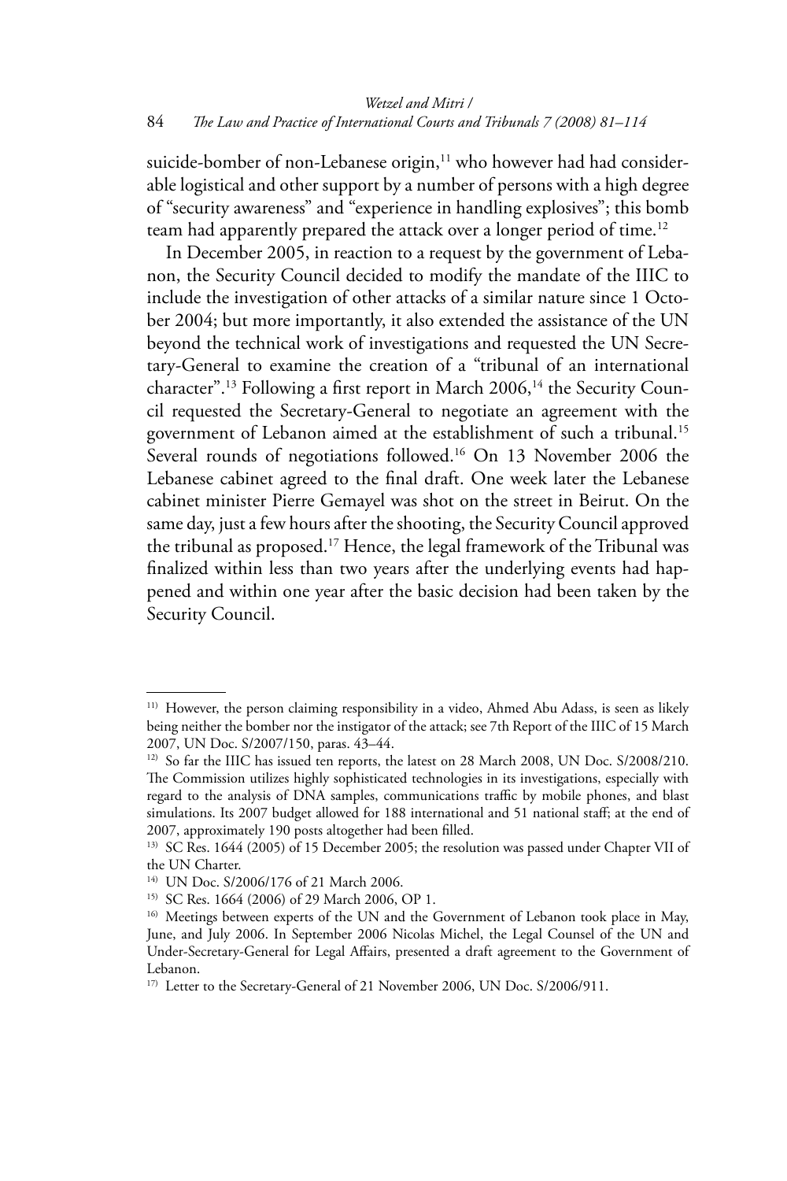suicide-bomber of non-Lebanese origin,[11] who however had had considerable logistical and other support by a number of persons with a high degree of "security awareness" and "experience in handling explosives"; this bomb team had apparently prepared the attack over a longer period of time.[12]

In December 2005, in reaction to a request by the government of Lebanon, the Security Council decided to modify the mandate of the IIIC to include the investigation of other attacks of a similar nature since 1 October 2004; but more importantly, it also extended the assistance of the UN beyond the technical work of investigations and requested the UN Secretary-General to examine the creation of a "tribunal of an international character".[13] Following a first report in March 2006,[14] the Security Council requested the Secretary-General to negotiate an agreement with the government of Lebanon aimed at the establishment of such a tribunal.[15] Several rounds of negotiations followed.[16] On 13 November 2006 the Lebanese cabinet agreed to the final draft. One week later the Lebanese cabinet minister Pierre Gemayel was shot on the street in Beirut. On the same day, just a few hours after the shooting, the Security Council approved the tribunal as proposed.[17] Hence, the legal framework of the Tribunal was finalized within less than two years after the underlying events had happened and within one year after the basic decision had been taken by the Security Council.

---

[11] However, the person claiming responsibility in a video, Ahmed Abu Adass, is seen as likely being neither the bomber nor the instigator of the attack; see 7th Report of the IIIC of 15 March 2007, UN Doc. S/2007/150, paras. 43–44.

[12] So far the IIIC has issued ten reports, the latest on 28 March 2008, UN Doc. S/2008/210. The Commission utilizes highly sophisticated technologies in its investigations, especially with regard to the analysis of DNA samples, communications traffic by mobile phones, and blast simulations. Its 2007 budget allowed for 188 international and 51 national staff; at the end of 2007, approximately 190 posts altogether had been filled.

[13] SC Res. 1644 (2005) of 15 December 2005; the resolution was passed under Chapter VII of the UN Charter.

[14] UN Doc. S/2006/176 of 21 March 2006.

[15] SC Res. 1664 (2006) of 29 March 2006, OP 1.

[16] Meetings between experts of the UN and the Government of Lebanon took place in May, June, and July 2006. In September 2006 Nicolas Michel, the Legal Counsel of the UN and Under-Secretary-General for Legal Affairs, presented a draft agreement to the Government of Lebanon.

[17] Letter to the Secretary-General of 21 November 2006, UN Doc. S/2006/911.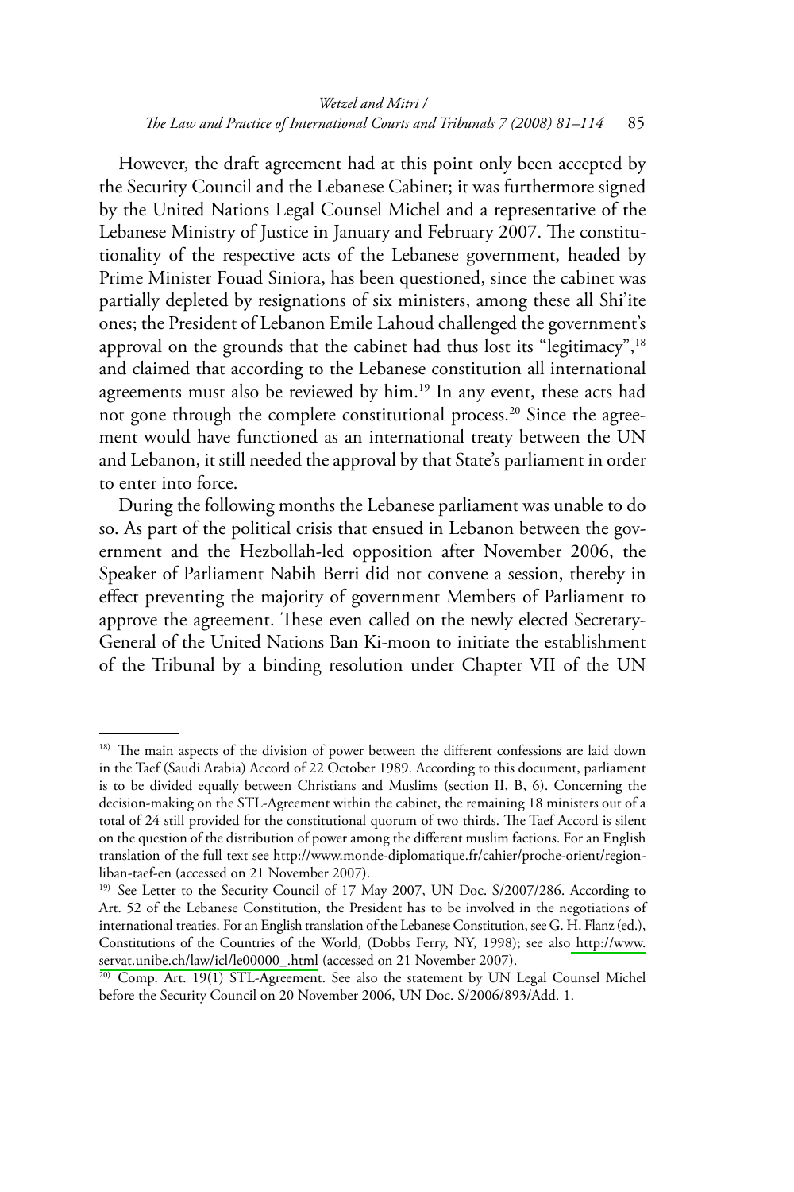However, the draft agreement had at this point only been accepted by the Security Council and the Lebanese Cabinet; it was furthermore signed by the United Nations Legal Counsel Michel and a representative of the Lebanese Ministry of Justice in January and February 2007. The constitutionality of the respective acts of the Lebanese government, headed by Prime Minister Fouad Siniora, has been questioned, since the cabinet was partially depleted by resignations of six ministers, among these all Shi'ite ones; the President of Lebanon Emile Lahoud challenged the government's approval on the grounds that the cabinet had thus lost its "legitimacy",[18] and claimed that according to the Lebanese constitution all international agreements must also be reviewed by him.[19] In any event, these acts had not gone through the complete constitutional process.[20] Since the agreement would have functioned as an international treaty between the UN and Lebanon, it still needed the approval by that State's parliament in order to enter into force.

During the following months the Lebanese parliament was unable to do so. As part of the political crisis that ensued in Lebanon between the government and the Hezbollah-led opposition after November 2006, the Speaker of Parliament Nabih Berri did not convene a session, thereby in effect preventing the majority of government Members of Parliament to approve the agreement. These even called on the newly elected Secretary-General of the United Nations Ban Ki-moon to initiate the establishment of the Tribunal by a binding resolution under Chapter VII of the UN

---

[18] The main aspects of the division of power between the different confessions are laid down in the Taef (Saudi Arabia) Accord of 22 October 1989. According to this document, parliament is to be divided equally between Christians and Muslims (section II, B, 6). Concerning the decision-making on the STL-Agreement within the cabinet, the remaining 18 ministers out of a total of 24 still provided for the constitutional quorum of two thirds. The Taef Accord is silent on the question of the distribution of power among the different muslim factions. For an English translation of the full text see http://www.monde-diplomatique.fr/cahier/proche-orient/regionliban-taef-en (accessed on 21 November 2007).

[19] See Letter to the Security Council of 17 May 2007, UN Doc. S/2007/286. According to Art. 52 of the Lebanese Constitution, the President has to be involved in the negotiations of international treaties. For an English translation of the Lebanese Constitution, see G. H. Flanz (ed.), Constitutions of the Countries of the World, (Dobbs Ferry, NY, 1998); see also http://www.servat.unibe.ch/law/icl/le00000_.html (accessed on 21 November 2007).

[20] Comp. Art. 19(1) STL-Agreement. See also the statement by UN Legal Counsel Michel before the Security Council on 20 November 2006, UN Doc. S/2006/893/Add. 1.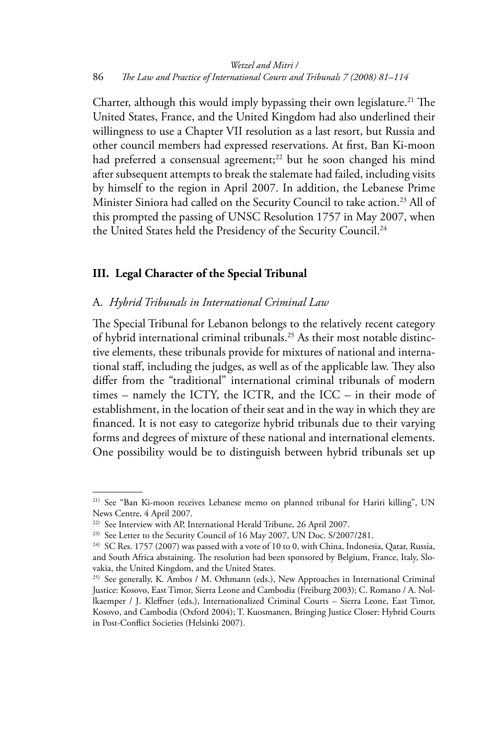Charter, although this would imply bypassing their own legislature.[21] The United States, France, and the United Kingdom had also underlined their willingness to use a Chapter VII resolution as a last resort, but Russia and other council members had expressed reservations. At first, Ban Ki-moon had preferred a consensual agreement;[22] but he soon changed his mind after subsequent attempts to break the stalemate had failed, including visits by himself to the region in April 2007. In addition, the Lebanese Prime Minister Siniora had called on the Security Council to take action.[23] All of this prompted the passing of UNSC Resolution 1757 in May 2007, when the United States held the Presidency of the Security Council.[24]

## III. Legal Character of the Special Tribunal

### A. *Hybrid Tribunals in International Criminal Law*

The Special Tribunal for Lebanon belongs to the relatively recent category of hybrid international criminal tribunals.[25] As their most notable distinctive elements, these tribunals provide for mixtures of national and international staff, including the judges, as well as of the applicable law. They also differ from the "traditional" international criminal tribunals of modern times – namely the ICTY, the ICTR, and the ICC – in their mode of establishment, in the location of their seat and in the way in which they are financed. It is not easy to categorize hybrid tribunals due to their varying forms and degrees of mixture of these national and international elements. One possibility would be to distinguish between hybrid tribunals set up

---

21) See "Ban Ki-moon receives Lebanese memo on planned tribunal for Hariri killing", UN News Centre, 4 April 2007.

22) See Interview with AP, International Herald Tribune, 26 April 2007.

23) See Letter to the Security Council of 16 May 2007, UN Doc. S/2007/281.

24) SC Res. 1757 (2007) was passed with a vote of 10 to 0, with China, Indonesia, Qatar, Russia, and South Africa abstaining. The resolution had been sponsored by Belgium, France, Italy, Slovakia, the United Kingdom, and the United States.

25) See generally, K. Ambos / M. Othmann (eds.), New Approaches in International Criminal Justice: Kosovo, East Timor, Sierra Leone and Cambodia (Freiburg 2003); C. Romano / A. Nollkaemper / J. Kleffner (eds.), Internationalized Criminal Courts – Sierra Leone, East Timor, Kosovo, and Cambodia (Oxford 2004); T. Kuosmanen, Bringing Justice Closer: Hybrid Courts in Post-Conflict Societies (Helsinki 2007).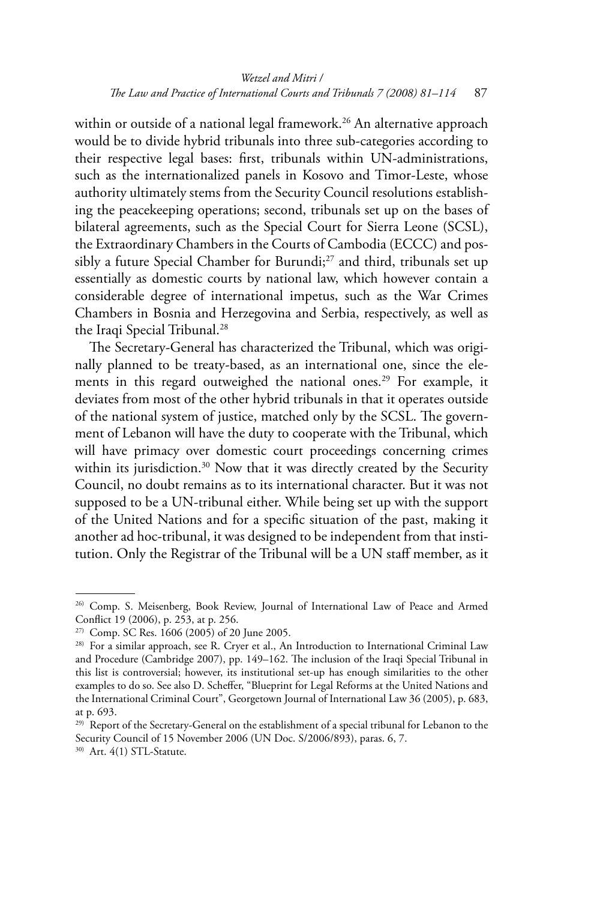within or outside of a national legal framework.[26] An alternative approach would be to divide hybrid tribunals into three sub-categories according to their respective legal bases: first, tribunals within UN-administrations, such as the internationalized panels in Kosovo and Timor-Leste, whose authority ultimately stems from the Security Council resolutions establishing the peacekeeping operations; second, tribunals set up on the bases of bilateral agreements, such as the Special Court for Sierra Leone (SCSL), the Extraordinary Chambers in the Courts of Cambodia (ECCC) and possibly a future Special Chamber for Burundi;[27] and third, tribunals set up essentially as domestic courts by national law, which however contain a considerable degree of international impetus, such as the War Crimes Chambers in Bosnia and Herzegovina and Serbia, respectively, as well as the Iraqi Special Tribunal.[28]

The Secretary-General has characterized the Tribunal, which was originally planned to be treaty-based, as an international one, since the elements in this regard outweighed the national ones.[29] For example, it deviates from most of the other hybrid tribunals in that it operates outside of the national system of justice, matched only by the SCSL. The government of Lebanon will have the duty to cooperate with the Tribunal, which will have primacy over domestic court proceedings concerning crimes within its jurisdiction.[30] Now that it was directly created by the Security Council, no doubt remains as to its international character. But it was not supposed to be a UN-tribunal either. While being set up with the support of the United Nations and for a specific situation of the past, making it another ad hoc-tribunal, it was designed to be independent from that institution. Only the Registrar of the Tribunal will be a UN staff member, as it

---

[26] Comp. S. Meisenberg, Book Review, Journal of International Law of Peace and Armed Conflict 19 (2006), p. 253, at p. 256.

[27] Comp. SC Res. 1606 (2005) of 20 June 2005.

[28] For a similar approach, see R. Cryer et al., An Introduction to International Criminal Law and Procedure (Cambridge 2007), pp. 149–162. The inclusion of the Iraqi Special Tribunal in this list is controversial; however, its institutional set-up has enough similarities to the other examples to do so. See also D. Scheffer, "Blueprint for Legal Reforms at the United Nations and the International Criminal Court", Georgetown Journal of International Law 36 (2005), p. 683, at p. 693.

[29] Report of the Secretary-General on the establishment of a special tribunal for Lebanon to the Security Council of 15 November 2006 (UN Doc. S/2006/893), paras. 6, 7.

[30] Art. 4(1) STL-Statute.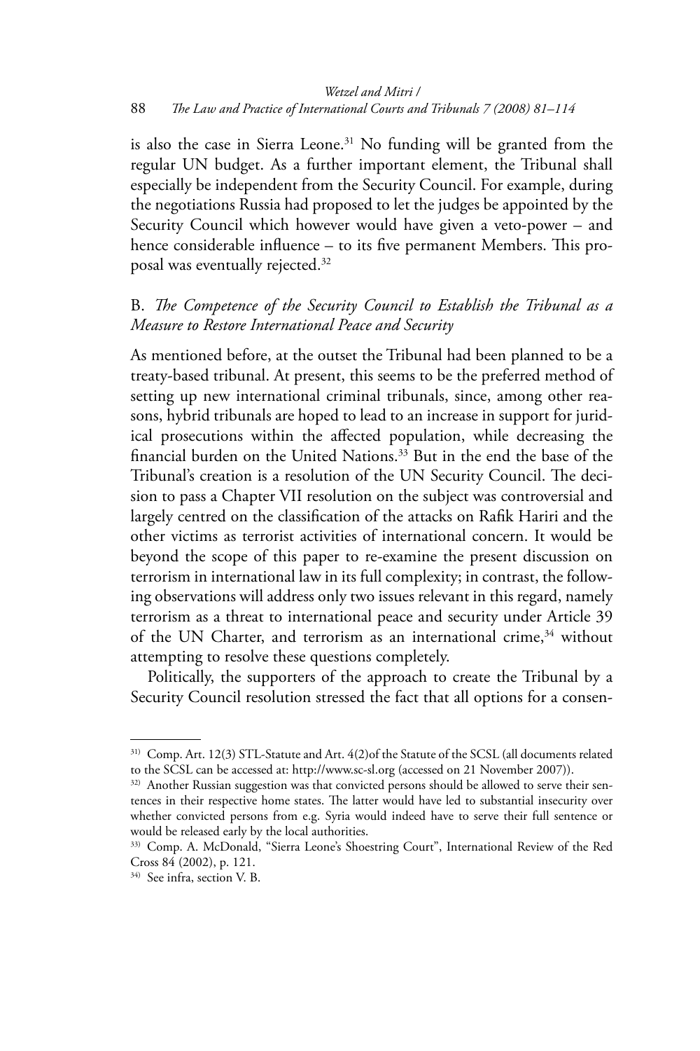is also the case in Sierra Leone.[31] No funding will be granted from the regular UN budget. As a further important element, the Tribunal shall especially be independent from the Security Council. For example, during the negotiations Russia had proposed to let the judges be appointed by the Security Council which however would have given a veto-power – and hence considerable influence – to its five permanent Members. This proposal was eventually rejected.[32]

### B. *The Competence of the Security Council to Establish the Tribunal as a Measure to Restore International Peace and Security*

As mentioned before, at the outset the Tribunal had been planned to be a treaty-based tribunal. At present, this seems to be the preferred method of setting up new international criminal tribunals, since, among other reasons, hybrid tribunals are hoped to lead to an increase in support for juridical prosecutions within the affected population, while decreasing the financial burden on the United Nations.[33] But in the end the base of the Tribunal's creation is a resolution of the UN Security Council. The decision to pass a Chapter VII resolution on the subject was controversial and largely centred on the classification of the attacks on Rafik Hariri and the other victims as terrorist activities of international concern. It would be beyond the scope of this paper to re-examine the present discussion on terrorism in international law in its full complexity; in contrast, the following observations will address only two issues relevant in this regard, namely terrorism as a threat to international peace and security under Article 39 of the UN Charter, and terrorism as an international crime,[34] without attempting to resolve these questions completely.

Politically, the supporters of the approach to create the Tribunal by a Security Council resolution stressed the fact that all options for a consen-

---

[31] Comp. Art. 12(3) STL-Statute and Art. 4(2)of the Statute of the SCSL (all documents related to the SCSL can be accessed at: http://www.sc-sl.org (accessed on 21 November 2007)).

[32] Another Russian suggestion was that convicted persons should be allowed to serve their sentences in their respective home states. The latter would have led to substantial insecurity over whether convicted persons from e.g. Syria would indeed have to serve their full sentence or would be released early by the local authorities.

[33] Comp. A. McDonald, "Sierra Leone's Shoestring Court", International Review of the Red Cross 84 (2002), p. 121.

[34] See infra, section V. B.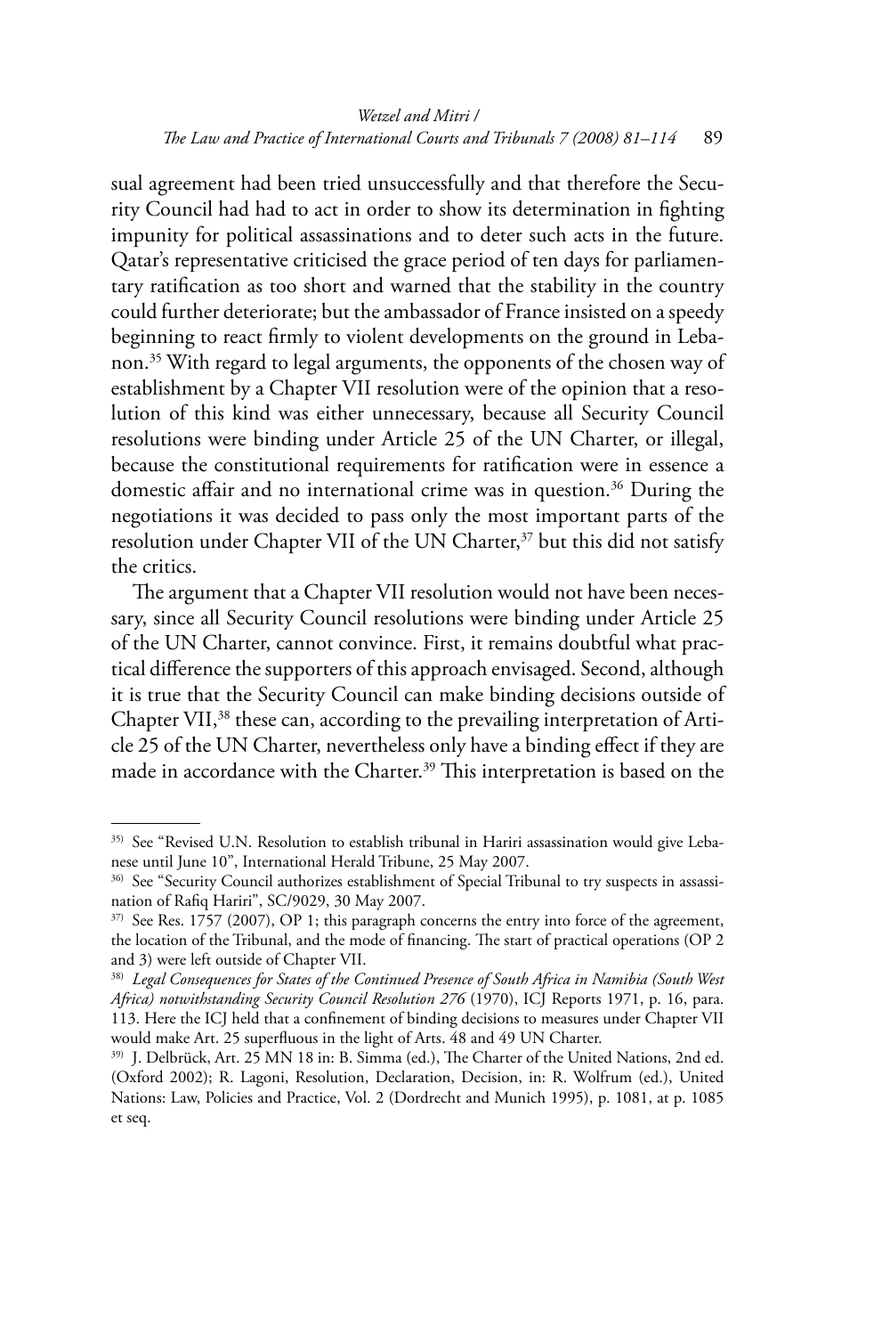sual agreement had been tried unsuccessfully and that therefore the Security Council had had to act in order to show its determination in fighting impunity for political assassinations and to deter such acts in the future. Qatar's representative criticised the grace period of ten days for parliamentary ratification as too short and warned that the stability in the country could further deteriorate; but the ambassador of France insisted on a speedy beginning to react firmly to violent developments on the ground in Lebanon.[35] With regard to legal arguments, the opponents of the chosen way of establishment by a Chapter VII resolution were of the opinion that a resolution of this kind was either unnecessary, because all Security Council resolutions were binding under Article 25 of the UN Charter, or illegal, because the constitutional requirements for ratification were in essence a domestic affair and no international crime was in question.[36] During the negotiations it was decided to pass only the most important parts of the resolution under Chapter VII of the UN Charter,[37] but this did not satisfy the critics.

The argument that a Chapter VII resolution would not have been necessary, since all Security Council resolutions were binding under Article 25 of the UN Charter, cannot convince. First, it remains doubtful what practical difference the supporters of this approach envisaged. Second, although it is true that the Security Council can make binding decisions outside of Chapter VII,[38] these can, according to the prevailing interpretation of Article 25 of the UN Charter, nevertheless only have a binding effect if they are made in accordance with the Charter.[39] This interpretation is based on the

---

35) See "Revised U.N. Resolution to establish tribunal in Hariri assassination would give Lebanese until June 10", International Herald Tribune, 25 May 2007.

36) See "Security Council authorizes establishment of Special Tribunal to try suspects in assassination of Rafiq Hariri", SC/9029, 30 May 2007.

37) See Res. 1757 (2007), OP 1; this paragraph concerns the entry into force of the agreement, the location of the Tribunal, and the mode of financing. The start of practical operations (OP 2 and 3) were left outside of Chapter VII.

38) *Legal Consequences for States of the Continued Presence of South Africa in Namibia (South West Africa) notwithstanding Security Council Resolution 276* (1970), ICJ Reports 1971, p. 16, para. 113. Here the ICJ held that a confinement of binding decisions to measures under Chapter VII would make Art. 25 superfluous in the light of Arts. 48 and 49 UN Charter.

39) J. Delbrück, Art. 25 MN 18 in: B. Simma (ed.), The Charter of the United Nations, 2nd ed. (Oxford 2002); R. Lagoni, Resolution, Declaration, Decision, in: R. Wolfrum (ed.), United Nations: Law, Policies and Practice, Vol. 2 (Dordrecht and Munich 1995), p. 1081, at p. 1085 et seq.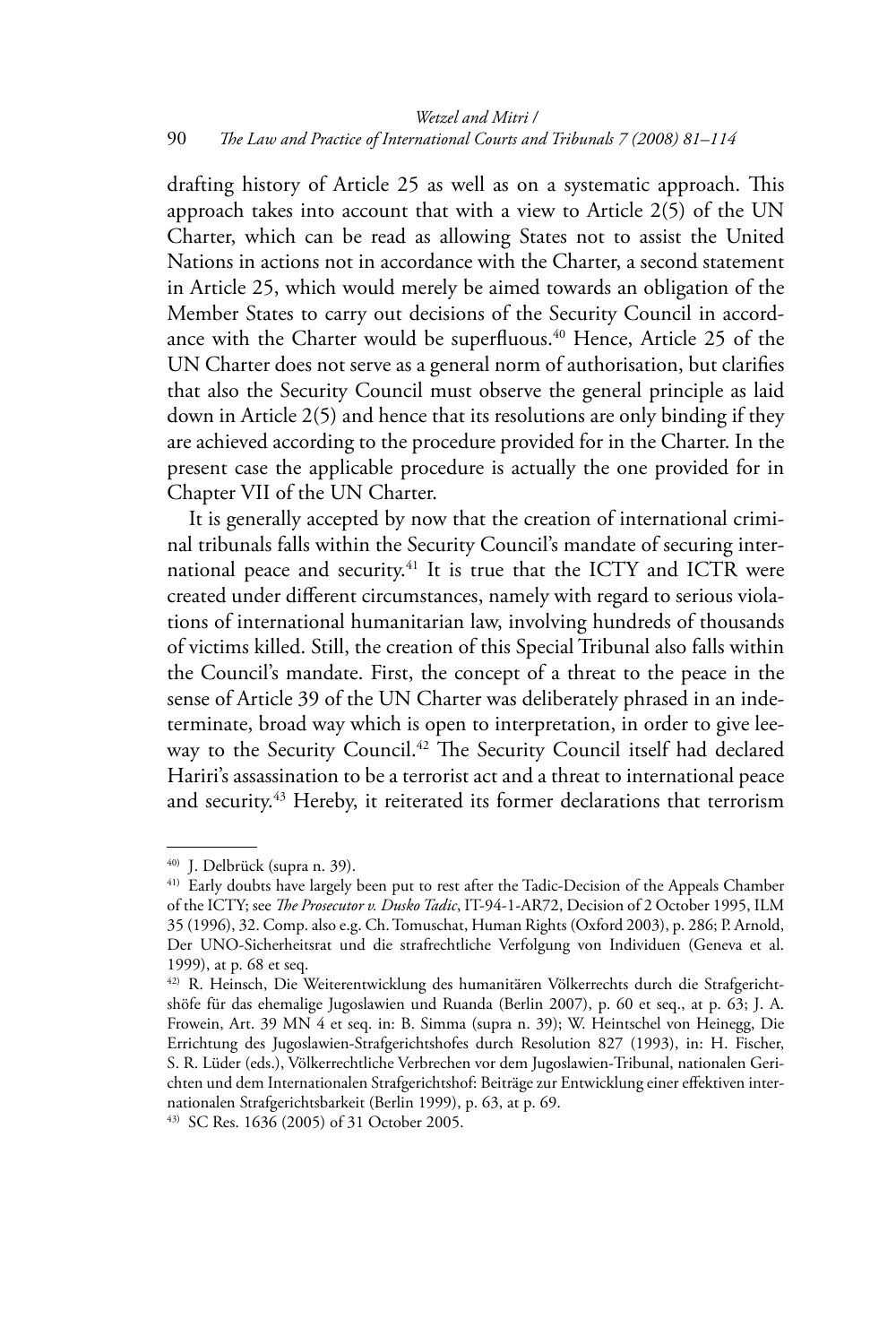drafting history of Article 25 as well as on a systematic approach. This approach takes into account that with a view to Article 2(5) of the UN Charter, which can be read as allowing States not to assist the United Nations in actions not in accordance with the Charter, a second statement in Article 25, which would merely be aimed towards an obligation of the Member States to carry out decisions of the Security Council in accordance with the Charter would be superfluous.[40] Hence, Article 25 of the UN Charter does not serve as a general norm of authorisation, but clarifies that also the Security Council must observe the general principle as laid down in Article 2(5) and hence that its resolutions are only binding if they are achieved according to the procedure provided for in the Charter. In the present case the applicable procedure is actually the one provided for in Chapter VII of the UN Charter.

It is generally accepted by now that the creation of international criminal tribunals falls within the Security Council's mandate of securing international peace and security.[41] It is true that the ICTY and ICTR were created under different circumstances, namely with regard to serious violations of international humanitarian law, involving hundreds of thousands of victims killed. Still, the creation of this Special Tribunal also falls within the Council's mandate. First, the concept of a threat to the peace in the sense of Article 39 of the UN Charter was deliberately phrased in an indeterminate, broad way which is open to interpretation, in order to give leeway to the Security Council.[42] The Security Council itself had declared Hariri's assassination to be a terrorist act and a threat to international peace and security.[43] Hereby, it reiterated its former declarations that terrorism

---

[40] J. Delbrück (supra n. 39).

[41] Early doubts have largely been put to rest after the Tadic-Decision of the Appeals Chamber of the ICTY; see *The Prosecutor v. Dusko Tadic*, IT-94-1-AR72, Decision of 2 October 1995, ILM 35 (1996), 32. Comp. also e.g. Ch. Tomuschat, Human Rights (Oxford 2003), p. 286; P. Arnold, Der UNO-Sicherheitsrat und die strafrechtliche Verfolgung von Individuen (Geneva et al. 1999), at p. 68 et seq.

[42] R. Heinsch, Die Weiterentwicklung des humanitären Völkerrechts durch die Strafgerichtshöfe für das ehemalige Jugoslawien und Ruanda (Berlin 2007), p. 60 et seq., at p. 63; J. A. Frowein, Art. 39 MN 4 et seq. in: B. Simma (supra n. 39); W. Heintschel von Heinegg, Die Errichtung des Jugoslawien-Strafgerichtshofes durch Resolution 827 (1993), in: H. Fischer, S. R. Lüder (eds.), Völkerrechtliche Verbrechen vor dem Jugoslawien-Tribunal, nationalen Gerichten und dem Internationalen Strafgerichtshof: Beiträge zur Entwicklung einer effektiven internationalen Strafgerichtsbarkeit (Berlin 1999), p. 63, at p. 69.

[43] SC Res. 1636 (2005) of 31 October 2005.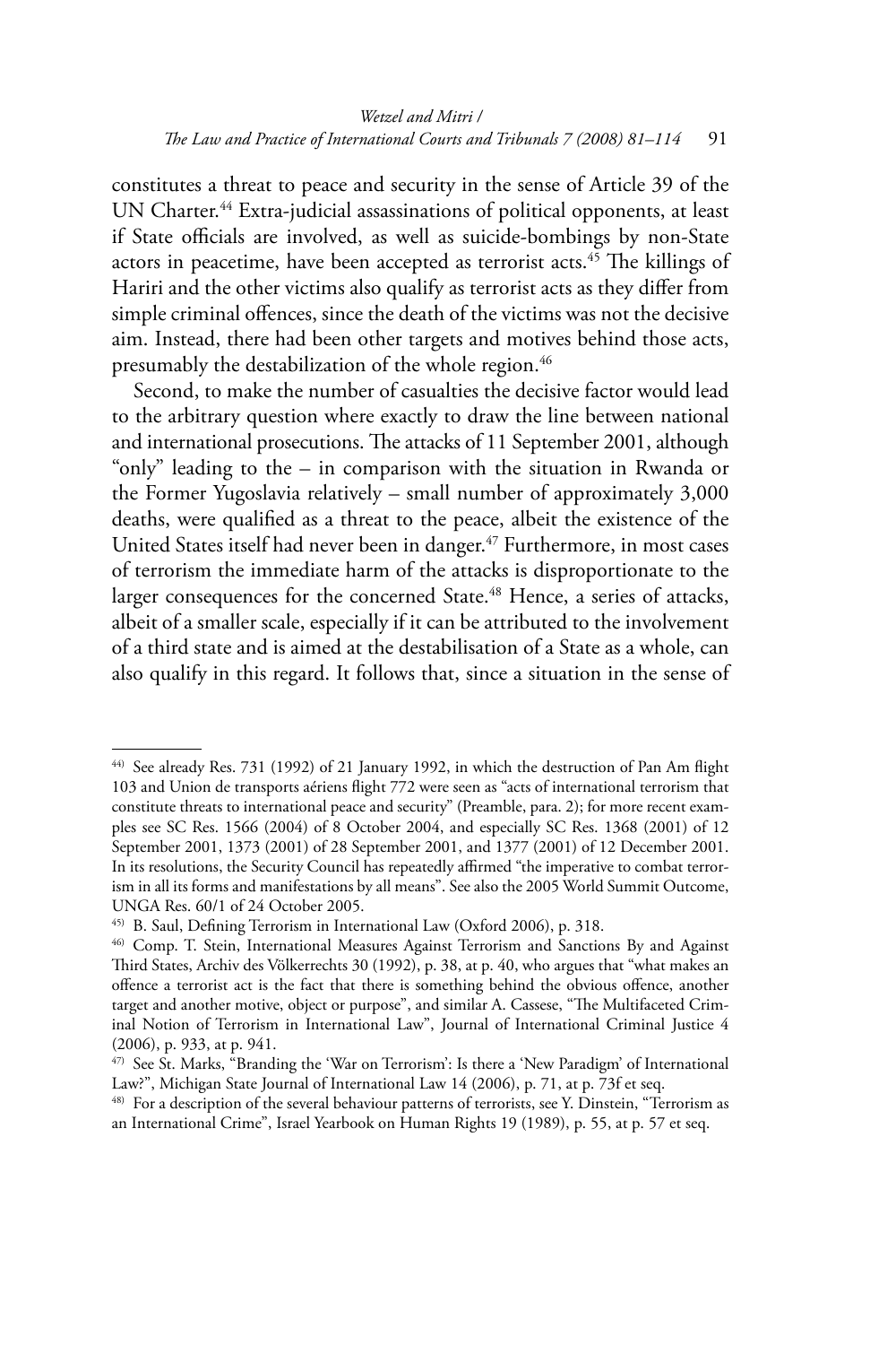constitutes a threat to peace and security in the sense of Article 39 of the UN Charter.[44] Extra-judicial assassinations of political opponents, at least if State officials are involved, as well as suicide-bombings by non-State actors in peacetime, have been accepted as terrorist acts.[45] The killings of Hariri and the other victims also qualify as terrorist acts as they differ from simple criminal offences, since the death of the victims was not the decisive aim. Instead, there had been other targets and motives behind those acts, presumably the destabilization of the whole region.[46]

Second, to make the number of casualties the decisive factor would lead to the arbitrary question where exactly to draw the line between national and international prosecutions. The attacks of 11 September 2001, although "only" leading to the – in comparison with the situation in Rwanda or the Former Yugoslavia relatively – small number of approximately 3,000 deaths, were qualified as a threat to the peace, albeit the existence of the United States itself had never been in danger.[47] Furthermore, in most cases of terrorism the immediate harm of the attacks is disproportionate to the larger consequences for the concerned State.[48] Hence, a series of attacks, albeit of a smaller scale, especially if it can be attributed to the involvement of a third state and is aimed at the destabilisation of a State as a whole, can also qualify in this regard. It follows that, since a situation in the sense of

---

[44] See already Res. 731 (1992) of 21 January 1992, in which the destruction of Pan Am flight 103 and Union de transports aériens flight 772 were seen as "acts of international terrorism that constitute threats to international peace and security" (Preamble, para. 2); for more recent examples see SC Res. 1566 (2004) of 8 October 2004, and especially SC Res. 1368 (2001) of 12 September 2001, 1373 (2001) of 28 September 2001, and 1377 (2001) of 12 December 2001. In its resolutions, the Security Council has repeatedly affirmed "the imperative to combat terrorism in all its forms and manifestations by all means". See also the 2005 World Summit Outcome, UNGA Res. 60/1 of 24 October 2005.

[45] B. Saul, Defining Terrorism in International Law (Oxford 2006), p. 318.

[46] Comp. T. Stein, International Measures Against Terrorism and Sanctions By and Against Third States, Archiv des Völkerrechts 30 (1992), p. 38, at p. 40, who argues that "what makes an offence a terrorist act is the fact that there is something behind the obvious offence, another target and another motive, object or purpose", and similar A. Cassese, "The Multifaceted Criminal Notion of Terrorism in International Law", Journal of International Criminal Justice 4 (2006), p. 933, at p. 941.

[47] See St. Marks, "Branding the 'War on Terrorism': Is there a 'New Paradigm' of International Law?", Michigan State Journal of International Law 14 (2006), p. 71, at p. 73f et seq.

[48] For a description of the several behaviour patterns of terrorists, see Y. Dinstein, "Terrorism as an International Crime", Israel Yearbook on Human Rights 19 (1989), p. 55, at p. 57 et seq.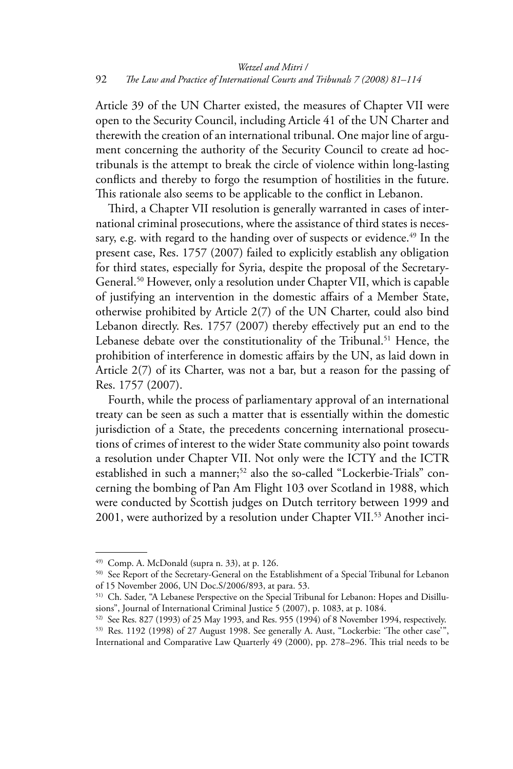Article 39 of the UN Charter existed, the measures of Chapter VII were open to the Security Council, including Article 41 of the UN Charter and therewith the creation of an international tribunal. One major line of argument concerning the authority of the Security Council to create ad hoc-tribunals is the attempt to break the circle of violence within long-lasting conflicts and thereby to forgo the resumption of hostilities in the future. This rationale also seems to be applicable to the conflict in Lebanon.

Third, a Chapter VII resolution is generally warranted in cases of international criminal prosecutions, where the assistance of third states is necessary, e.g. with regard to the handing over of suspects or evidence.[49] In the present case, Res. 1757 (2007) failed to explicitly establish any obligation for third states, especially for Syria, despite the proposal of the Secretary-General.[50] However, only a resolution under Chapter VII, which is capable of justifying an intervention in the domestic affairs of a Member State, otherwise prohibited by Article 2(7) of the UN Charter, could also bind Lebanon directly. Res. 1757 (2007) thereby effectively put an end to the Lebanese debate over the constitutionality of the Tribunal.[51] Hence, the prohibition of interference in domestic affairs by the UN, as laid down in Article 2(7) of its Charter, was not a bar, but a reason for the passing of Res. 1757 (2007).

Fourth, while the process of parliamentary approval of an international treaty can be seen as such a matter that is essentially within the domestic jurisdiction of a State, the precedents concerning international prosecutions of crimes of interest to the wider State community also point towards a resolution under Chapter VII. Not only were the ICTY and the ICTR established in such a manner;[52] also the so-called "Lockerbie-Trials" concerning the bombing of Pan Am Flight 103 over Scotland in 1988, which were conducted by Scottish judges on Dutch territory between 1999 and 2001, were authorized by a resolution under Chapter VII.[53] Another inci-

---

[49] Comp. A. McDonald (supra n. 33), at p. 126.

[50] See Report of the Secretary-General on the Establishment of a Special Tribunal for Lebanon of 15 November 2006, UN Doc.S/2006/893, at para. 53.

[51] Ch. Sader, "A Lebanese Perspective on the Special Tribunal for Lebanon: Hopes and Disillusions", Journal of International Criminal Justice 5 (2007), p. 1083, at p. 1084.

[52] See Res. 827 (1993) of 25 May 1993, and Res. 955 (1994) of 8 November 1994, respectively.

[53] Res. 1192 (1998) of 27 August 1998. See generally A. Aust, "Lockerbie: 'The other case'", International and Comparative Law Quarterly 49 (2000), pp. 278–296. This trial needs to be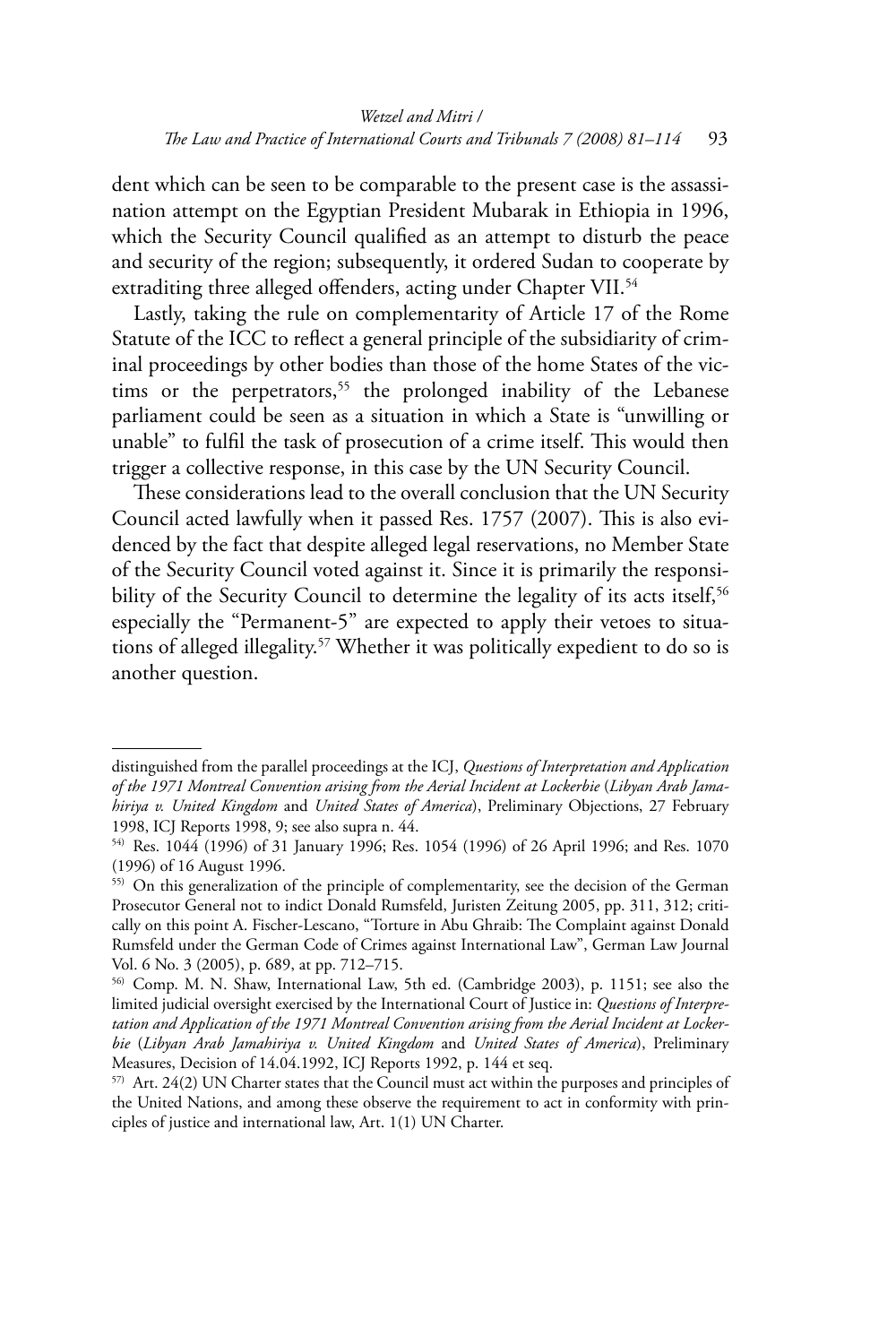dent which can be seen to be comparable to the present case is the assassination attempt on the Egyptian President Mubarak in Ethiopia in 1996, which the Security Council qualified as an attempt to disturb the peace and security of the region; subsequently, it ordered Sudan to cooperate by extraditing three alleged offenders, acting under Chapter VII.[54]

Lastly, taking the rule on complementarity of Article 17 of the Rome Statute of the ICC to reflect a general principle of the subsidiarity of criminal proceedings by other bodies than those of the home States of the victims or the perpetrators,[55] the prolonged inability of the Lebanese parliament could be seen as a situation in which a State is "unwilling or unable" to fulfil the task of prosecution of a crime itself. This would then trigger a collective response, in this case by the UN Security Council.

These considerations lead to the overall conclusion that the UN Security Council acted lawfully when it passed Res. 1757 (2007). This is also evidenced by the fact that despite alleged legal reservations, no Member State of the Security Council voted against it. Since it is primarily the responsibility of the Security Council to determine the legality of its acts itself,[56] especially the "Permanent-5" are expected to apply their vetoes to situations of alleged illegality.[57] Whether it was politically expedient to do so is another question.

---

distinguished from the parallel proceedings at the ICJ, *Questions of Interpretation and Application of the 1971 Montreal Convention arising from the Aerial Incident at Lockerbie* (*Libyan Arab Jamahiriya v. United Kingdom* and *United States of America*), Preliminary Objections, 27 February 1998, ICJ Reports 1998, 9; see also supra n. 44.

[54] Res. 1044 (1996) of 31 January 1996; Res. 1054 (1996) of 26 April 1996; and Res. 1070 (1996) of 16 August 1996.

[55] On this generalization of the principle of complementarity, see the decision of the German Prosecutor General not to indict Donald Rumsfeld, Juristen Zeitung 2005, pp. 311, 312; critically on this point A. Fischer-Lescano, "Torture in Abu Ghraib: The Complaint against Donald Rumsfeld under the German Code of Crimes against International Law", German Law Journal Vol. 6 No. 3 (2005), p. 689, at pp. 712–715.

[56] Comp. M. N. Shaw, International Law, 5th ed. (Cambridge 2003), p. 1151; see also the limited judicial oversight exercised by the International Court of Justice in: *Questions of Interpretation and Application of the 1971 Montreal Convention arising from the Aerial Incident at Lockerbie* (*Libyan Arab Jamahiriya v. United Kingdom* and *United States of America*), Preliminary Measures, Decision of 14.04.1992, ICJ Reports 1992, p. 144 et seq.

[57] Art. 24(2) UN Charter states that the Council must act within the purposes and principles of the United Nations, and among these observe the requirement to act in conformity with principles of justice and international law, Art. 1(1) UN Charter.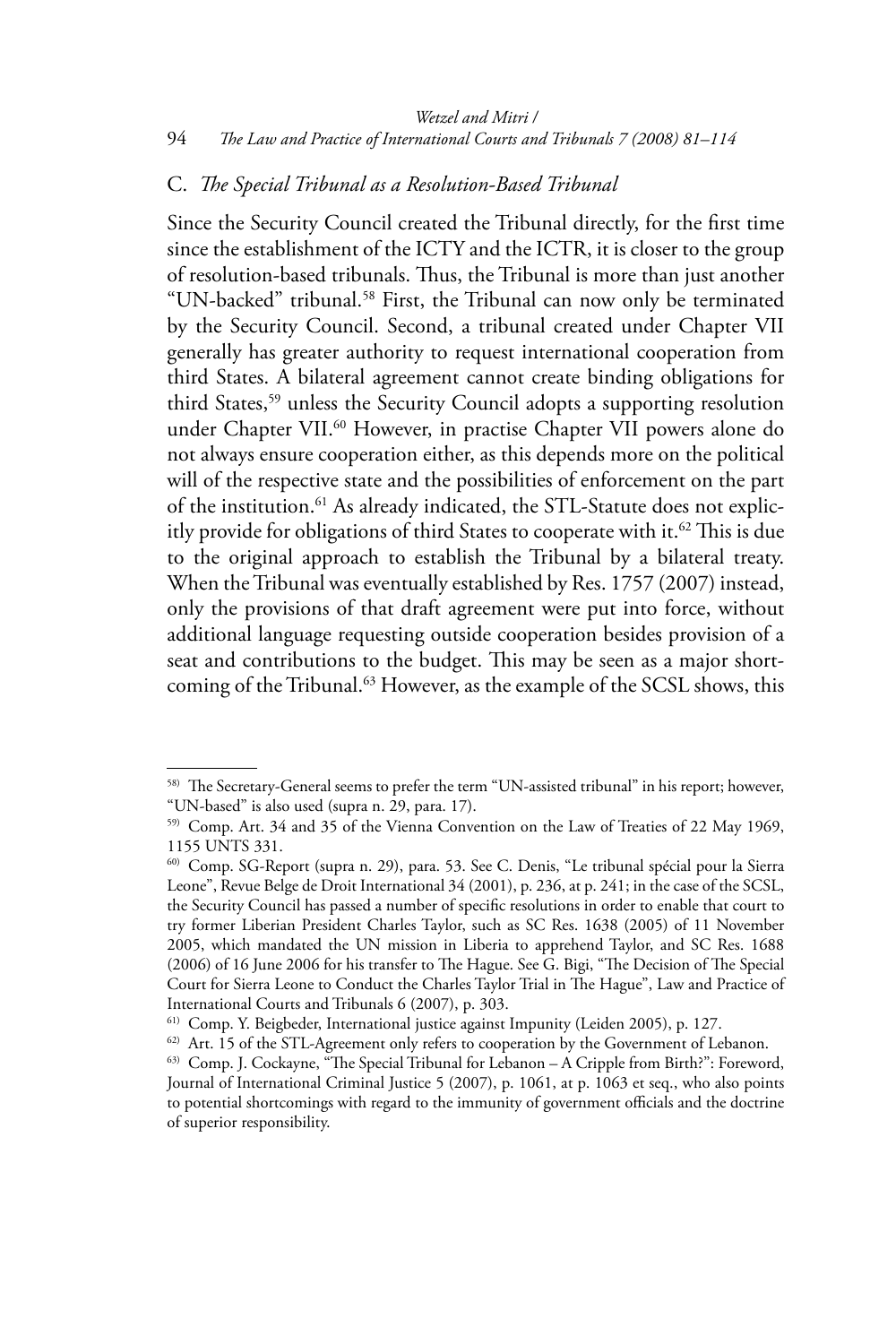## C. *The Special Tribunal as a Resolution-Based Tribunal*

Since the Security Council created the Tribunal directly, for the first time since the establishment of the ICTY and the ICTR, it is closer to the group of resolution-based tribunals. Thus, the Tribunal is more than just another "UN-backed" tribunal.[58] First, the Tribunal can now only be terminated by the Security Council. Second, a tribunal created under Chapter VII generally has greater authority to request international cooperation from third States. A bilateral agreement cannot create binding obligations for third States,[59] unless the Security Council adopts a supporting resolution under Chapter VII.[60] However, in practise Chapter VII powers alone do not always ensure cooperation either, as this depends more on the political will of the respective state and the possibilities of enforcement on the part of the institution.[61] As already indicated, the STL-Statute does not explicitly provide for obligations of third States to cooperate with it.[62] This is due to the original approach to establish the Tribunal by a bilateral treaty. When the Tribunal was eventually established by Res. 1757 (2007) instead, only the provisions of that draft agreement were put into force, without additional language requesting outside cooperation besides provision of a seat and contributions to the budget. This may be seen as a major shortcoming of the Tribunal.[63] However, as the example of the SCSL shows, this

---

58) The Secretary-General seems to prefer the term "UN-assisted tribunal" in his report; however, "UN-based" is also used (supra n. 29, para. 17).

59) Comp. Art. 34 and 35 of the Vienna Convention on the Law of Treaties of 22 May 1969, 1155 UNTS 331.

60) Comp. SG-Report (supra n. 29), para. 53. See C. Denis, "Le tribunal spécial pour la Sierra Leone", Revue Belge de Droit International 34 (2001), p. 236, at p. 241; in the case of the SCSL, the Security Council has passed a number of specific resolutions in order to enable that court to try former Liberian President Charles Taylor, such as SC Res. 1638 (2005) of 11 November 2005, which mandated the UN mission in Liberia to apprehend Taylor, and SC Res. 1688 (2006) of 16 June 2006 for his transfer to The Hague. See G. Bigi, "The Decision of The Special Court for Sierra Leone to Conduct the Charles Taylor Trial in The Hague", Law and Practice of International Courts and Tribunals 6 (2007), p. 303.

61) Comp. Y. Beigbeder, International justice against Impunity (Leiden 2005), p. 127.

62) Art. 15 of the STL-Agreement only refers to cooperation by the Government of Lebanon.

63) Comp. J. Cockayne, "The Special Tribunal for Lebanon – A Cripple from Birth?": Foreword, Journal of International Criminal Justice 5 (2007), p. 1061, at p. 1063 et seq., who also points to potential shortcomings with regard to the immunity of government officials and the doctrine of superior responsibility.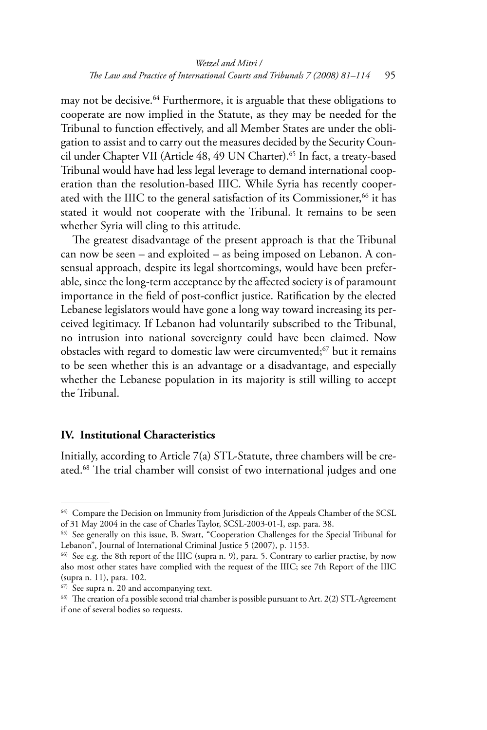may not be decisive.[64] Furthermore, it is arguable that these obligations to cooperate are now implied in the Statute, as they may be needed for the Tribunal to function effectively, and all Member States are under the obligation to assist and to carry out the measures decided by the Security Council under Chapter VII (Article 48, 49 UN Charter).[65] In fact, a treaty-based Tribunal would have had less legal leverage to demand international cooperation than the resolution-based IIIC. While Syria has recently cooperated with the IIIC to the general satisfaction of its Commissioner,[66] it has stated it would not cooperate with the Tribunal. It remains to be seen whether Syria will cling to this attitude.

The greatest disadvantage of the present approach is that the Tribunal can now be seen – and exploited – as being imposed on Lebanon. A consensual approach, despite its legal shortcomings, would have been preferable, since the long-term acceptance by the affected society is of paramount importance in the field of post-conflict justice. Ratification by the elected Lebanese legislators would have gone a long way toward increasing its perceived legitimacy. If Lebanon had voluntarily subscribed to the Tribunal, no intrusion into national sovereignty could have been claimed. Now obstacles with regard to domestic law were circumvented;[67] but it remains to be seen whether this is an advantage or a disadvantage, and especially whether the Lebanese population in its majority is still willing to accept the Tribunal.

## IV. Institutional Characteristics

Initially, according to Article 7(a) STL-Statute, three chambers will be created.[68] The trial chamber will consist of two international judges and one

---

[64] Compare the Decision on Immunity from Jurisdiction of the Appeals Chamber of the SCSL of 31 May 2004 in the case of Charles Taylor, SCSL-2003-01-I, esp. para. 38.

[65] See generally on this issue, B. Swart, "Cooperation Challenges for the Special Tribunal for Lebanon", Journal of International Criminal Justice 5 (2007), p. 1153.

[66] See e.g. the 8th report of the IIIC (supra n. 9), para. 5. Contrary to earlier practise, by now also most other states have complied with the request of the IIIC; see 7th Report of the IIIC (supra n. 11), para. 102.

[67] See supra n. 20 and accompanying text.

[68] The creation of a possible second trial chamber is possible pursuant to Art. 2(2) STL-Agreement if one of several bodies so requests.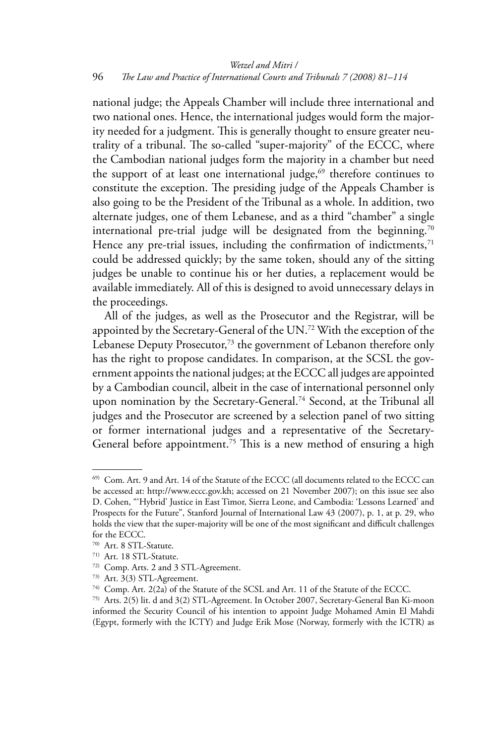national judge; the Appeals Chamber will include three international and two national ones. Hence, the international judges would form the majority needed for a judgment. This is generally thought to ensure greater neutrality of a tribunal. The so-called "super-majority" of the ECCC, where the Cambodian national judges form the majority in a chamber but need the support of at least one international judge,[69] therefore continues to constitute the exception. The presiding judge of the Appeals Chamber is also going to be the President of the Tribunal as a whole. In addition, two alternate judges, one of them Lebanese, and as a third "chamber" a single international pre-trial judge will be designated from the beginning.[70] Hence any pre-trial issues, including the confirmation of indictments,[71] could be addressed quickly; by the same token, should any of the sitting judges be unable to continue his or her duties, a replacement would be available immediately. All of this is designed to avoid unnecessary delays in the proceedings.

All of the judges, as well as the Prosecutor and the Registrar, will be appointed by the Secretary-General of the UN.[72] With the exception of the Lebanese Deputy Prosecutor,[73] the government of Lebanon therefore only has the right to propose candidates. In comparison, at the SCSL the government appoints the national judges; at the ECCC all judges are appointed by a Cambodian council, albeit in the case of international personnel only upon nomination by the Secretary-General.[74] Second, at the Tribunal all judges and the Prosecutor are screened by a selection panel of two sitting or former international judges and a representative of the Secretary-General before appointment.[75] This is a new method of ensuring a high

---

69) Com. Art. 9 and Art. 14 of the Statute of the ECCC (all documents related to the ECCC can be accessed at: http://www.eccc.gov.kh; accessed on 21 November 2007); on this issue see also D. Cohen, "'Hybrid' Justice in East Timor, Sierra Leone, and Cambodia: 'Lessons Learned' and Prospects for the Future", Stanford Journal of International Law 43 (2007), p. 1, at p. 29, who holds the view that the super-majority will be one of the most significant and difficult challenges for the ECCC.

70) Art. 8 STL-Statute.

71) Art. 18 STL-Statute.

72) Comp. Arts. 2 and 3 STL-Agreement.

73) Art. 3(3) STL-Agreement.

74) Comp. Art. 2(2a) of the Statute of the SCSL and Art. 11 of the Statute of the ECCC.

75) Arts. 2(5) lit. d and 3(2) STL-Agreement. In October 2007, Secretary-General Ban Ki-moon informed the Security Council of his intention to appoint Judge Mohamed Amin El Mahdi (Egypt, formerly with the ICTY) and Judge Erik Mose (Norway, formerly with the ICTR) as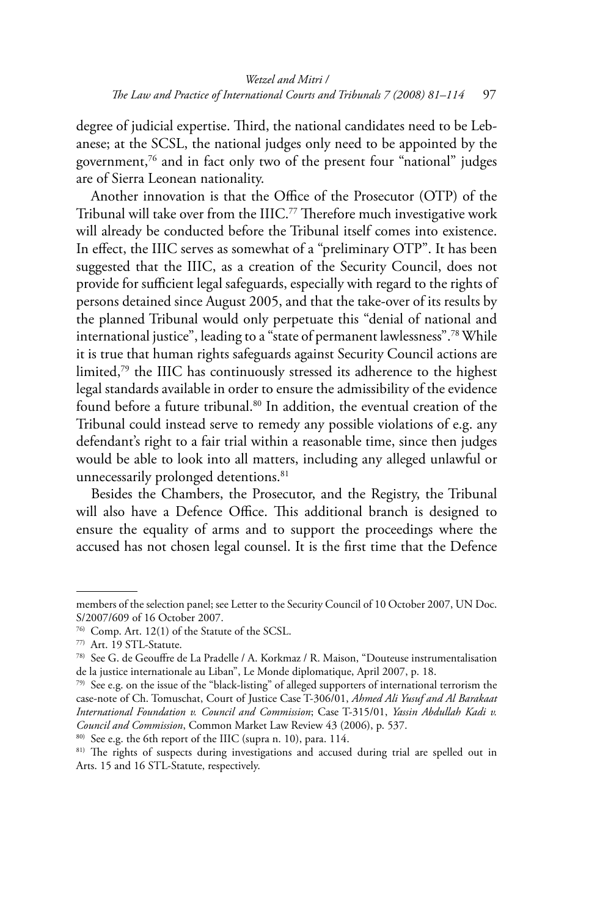degree of judicial expertise. Third, the national candidates need to be Lebanese; at the SCSL, the national judges only need to be appointed by the government,[76] and in fact only two of the present four "national" judges are of Sierra Leonean nationality.

Another innovation is that the Office of the Prosecutor (OTP) of the Tribunal will take over from the IIIC.[77] Therefore much investigative work will already be conducted before the Tribunal itself comes into existence. In effect, the IIIC serves as somewhat of a "preliminary OTP". It has been suggested that the IIIC, as a creation of the Security Council, does not provide for sufficient legal safeguards, especially with regard to the rights of persons detained since August 2005, and that the take-over of its results by the planned Tribunal would only perpetuate this "denial of national and international justice", leading to a "state of permanent lawlessness".[78] While it is true that human rights safeguards against Security Council actions are limited,[79] the IIIC has continuously stressed its adherence to the highest legal standards available in order to ensure the admissibility of the evidence found before a future tribunal.[80] In addition, the eventual creation of the Tribunal could instead serve to remedy any possible violations of e.g. any defendant's right to a fair trial within a reasonable time, since then judges would be able to look into all matters, including any alleged unlawful or unnecessarily prolonged detentions.[81]

Besides the Chambers, the Prosecutor, and the Registry, the Tribunal will also have a Defence Office. This additional branch is designed to ensure the equality of arms and to support the proceedings where the accused has not chosen legal counsel. It is the first time that the Defence

---

members of the selection panel; see Letter to the Security Council of 10 October 2007, UN Doc. S/2007/609 of 16 October 2007.

[76] Comp. Art. 12(1) of the Statute of the SCSL.

[77] Art. 19 STL-Statute.

[78] See G. de Geouffre de La Pradelle / A. Korkmaz / R. Maison, "Douteuse instrumentalisation de la justice internationale au Liban", Le Monde diplomatique, April 2007, p. 18.

[79] See e.g. on the issue of the "black-listing" of alleged supporters of international terrorism the case-note of Ch. Tomuschat, Court of Justice Case T-306/01, *Ahmed Ali Yusuf and Al Barakaat International Foundation v. Council and Commission*; Case T-315/01, *Yassin Abdullah Kadi v. Council and Commission*, Common Market Law Review 43 (2006), p. 537.

[80] See e.g. the 6th report of the IIIC (supra n. 10), para. 114.

[81] The rights of suspects during investigations and accused during trial are spelled out in Arts. 15 and 16 STL-Statute, respectively.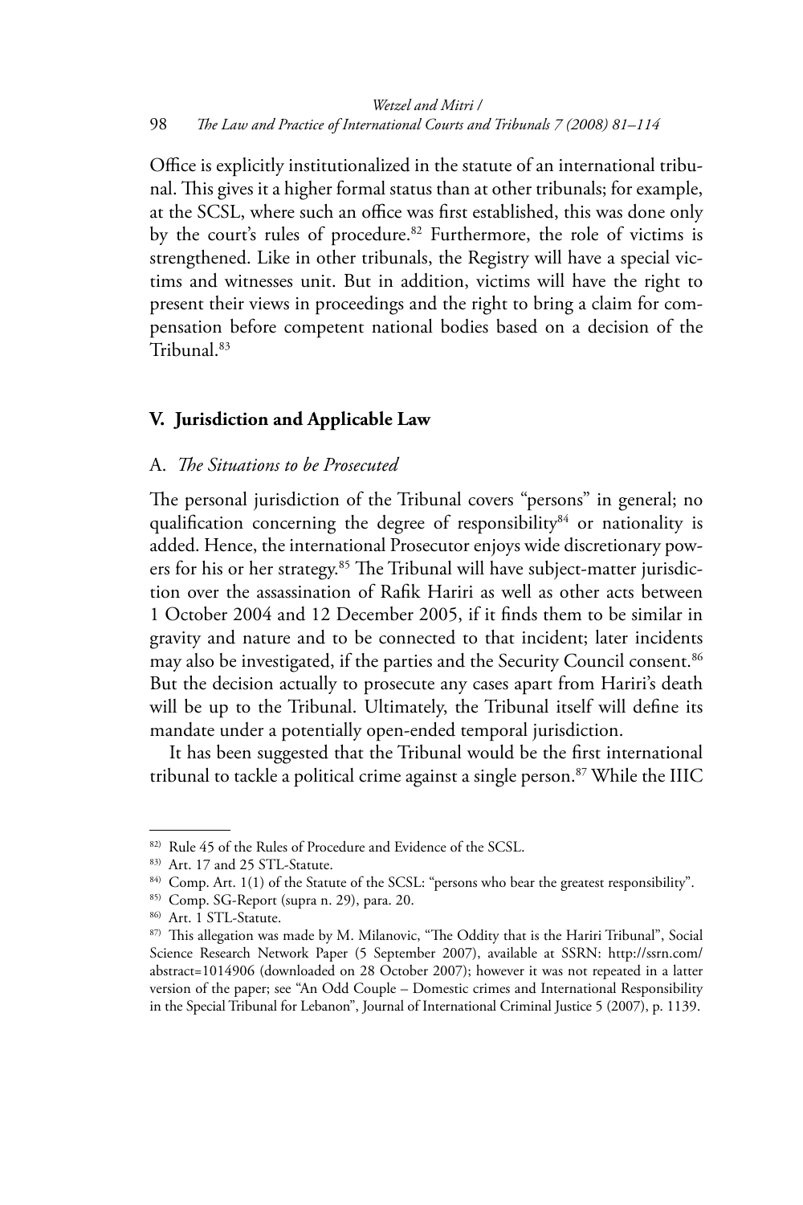Office is explicitly institutionalized in the statute of an international tribunal. This gives it a higher formal status than at other tribunals; for example, at the SCSL, where such an office was first established, this was done only by the court's rules of procedure.[82] Furthermore, the role of victims is strengthened. Like in other tribunals, the Registry will have a special victims and witnesses unit. But in addition, victims will have the right to present their views in proceedings and the right to bring a claim for compensation before competent national bodies based on a decision of the Tribunal.[83]

## V. Jurisdiction and Applicable Law

### A. *The Situations to be Prosecuted*

The personal jurisdiction of the Tribunal covers "persons" in general; no qualification concerning the degree of responsibility[84] or nationality is added. Hence, the international Prosecutor enjoys wide discretionary powers for his or her strategy.[85] The Tribunal will have subject-matter jurisdiction over the assassination of Rafik Hariri as well as other acts between 1 October 2004 and 12 December 2005, if it finds them to be similar in gravity and nature and to be connected to that incident; later incidents may also be investigated, if the parties and the Security Council consent.[86] But the decision actually to prosecute any cases apart from Hariri's death will be up to the Tribunal. Ultimately, the Tribunal itself will define its mandate under a potentially open-ended temporal jurisdiction.

It has been suggested that the Tribunal would be the first international tribunal to tackle a political crime against a single person.[87] While the IIIC

---

[82] Rule 45 of the Rules of Procedure and Evidence of the SCSL.

[83] Art. 17 and 25 STL-Statute.

[84] Comp. Art. 1(1) of the Statute of the SCSL: "persons who bear the greatest responsibility".

[85] Comp. SG-Report (supra n. 29), para. 20.

[86] Art. 1 STL-Statute.

[87] This allegation was made by M. Milanovic, "The Oddity that is the Hariri Tribunal", Social Science Research Network Paper (5 September 2007), available at SSRN: http://ssrn.com/abstract=1014906 (downloaded on 28 October 2007); however it was not repeated in a latter version of the paper; see "An Odd Couple – Domestic crimes and International Responsibility in the Special Tribunal for Lebanon", Journal of International Criminal Justice 5 (2007), p. 1139.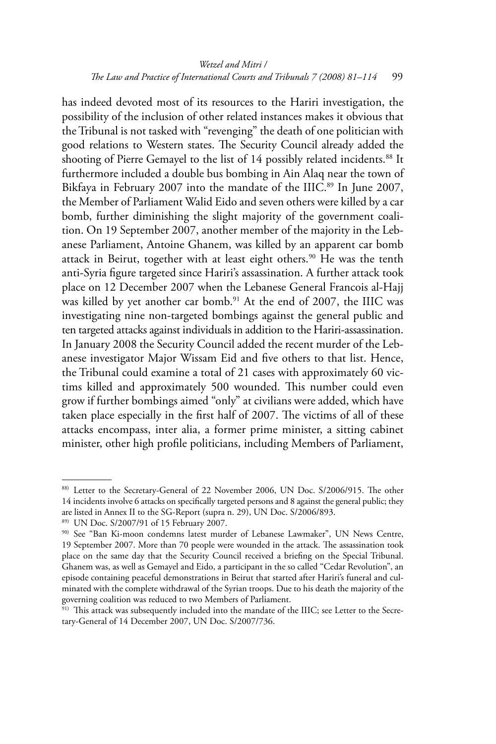has indeed devoted most of its resources to the Hariri investigation, the possibility of the inclusion of other related instances makes it obvious that the Tribunal is not tasked with "revenging" the death of one politician with good relations to Western states. The Security Council already added the shooting of Pierre Gemayel to the list of 14 possibly related incidents.[88] It furthermore included a double bus bombing in Ain Alaq near the town of Bikfaya in February 2007 into the mandate of the IIIC.[89] In June 2007, the Member of Parliament Walid Eido and seven others were killed by a car bomb, further diminishing the slight majority of the government coalition. On 19 September 2007, another member of the majority in the Lebanese Parliament, Antoine Ghanem, was killed by an apparent car bomb attack in Beirut, together with at least eight others.[90] He was the tenth anti-Syria figure targeted since Hariri's assassination. A further attack took place on 12 December 2007 when the Lebanese General Francois al-Hajj was killed by yet another car bomb.[91] At the end of 2007, the IIIC was investigating nine non-targeted bombings against the general public and ten targeted attacks against individuals in addition to the Hariri-assassination. In January 2008 the Security Council added the recent murder of the Lebanese investigator Major Wissam Eid and five others to that list. Hence, the Tribunal could examine a total of 21 cases with approximately 60 victims killed and approximately 500 wounded. This number could even grow if further bombings aimed "only" at civilians were added, which have taken place especially in the first half of 2007. The victims of all of these attacks encompass, inter alia, a former prime minister, a sitting cabinet minister, other high profile politicians, including Members of Parliament,

---

[88] Letter to the Secretary-General of 22 November 2006, UN Doc. S/2006/915. The other 14 incidents involve 6 attacks on specifically targeted persons and 8 against the general public; they are listed in Annex II to the SG-Report (supra n. 29), UN Doc. S/2006/893.

[89] UN Doc. S/2007/91 of 15 February 2007.

[90] See "Ban Ki-moon condemns latest murder of Lebanese Lawmaker", UN News Centre, 19 September 2007. More than 70 people were wounded in the attack. The assassination took place on the same day that the Security Council received a briefing on the Special Tribunal. Ghanem was, as well as Gemayel and Eido, a participant in the so called "Cedar Revolution", an episode containing peaceful demonstrations in Beirut that started after Hariri's funeral and culminated with the complete withdrawal of the Syrian troops. Due to his death the majority of the governing coalition was reduced to two Members of Parliament.

[91] This attack was subsequently included into the mandate of the IIIC; see Letter to the Secretary-General of 14 December 2007, UN Doc. S/2007/736.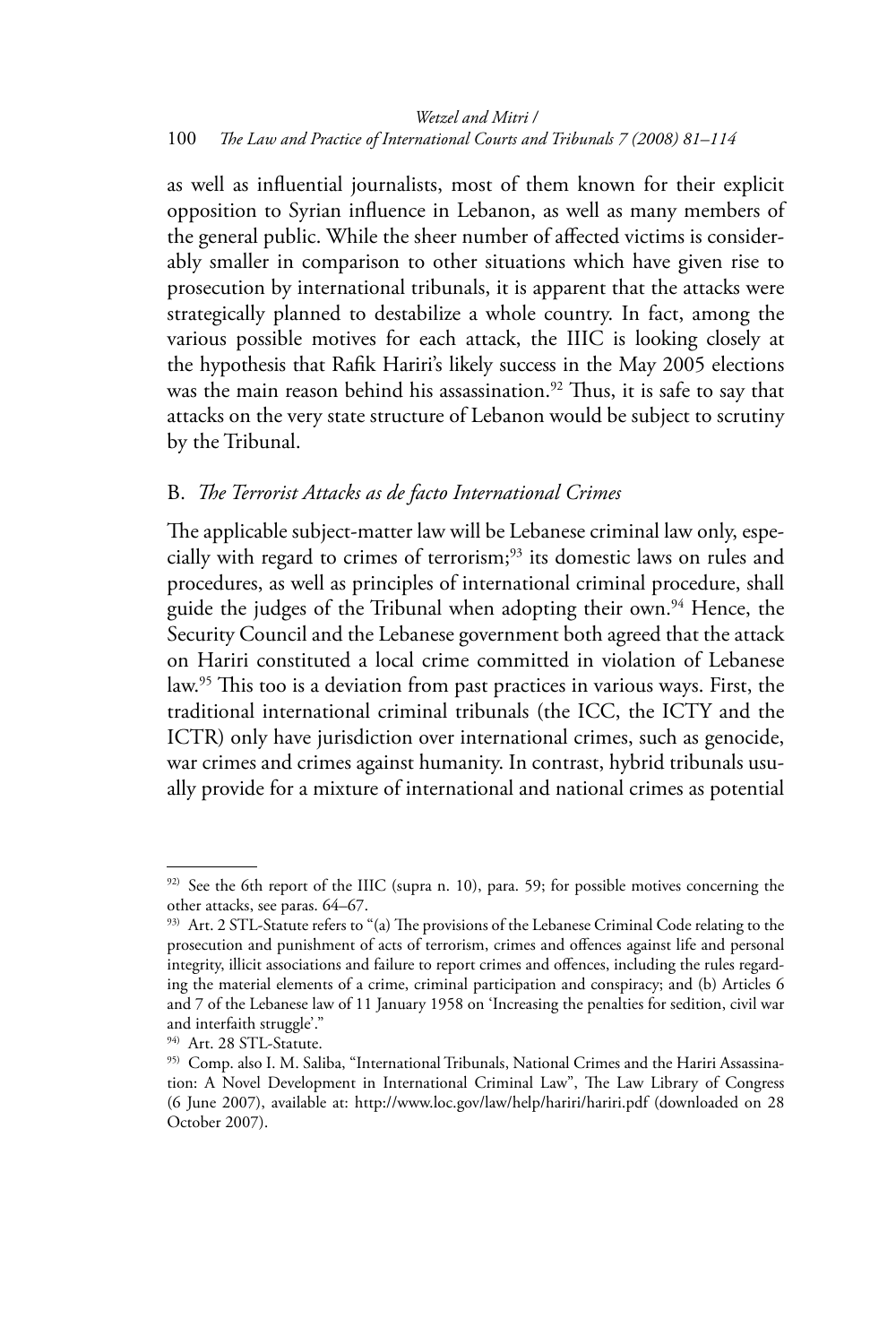as well as influential journalists, most of them known for their explicit opposition to Syrian influence in Lebanon, as well as many members of the general public. While the sheer number of affected victims is considerably smaller in comparison to other situations which have given rise to prosecution by international tribunals, it is apparent that the attacks were strategically planned to destabilize a whole country. In fact, among the various possible motives for each attack, the IIIC is looking closely at the hypothesis that Rafik Hariri's likely success in the May 2005 elections was the main reason behind his assassination.[92] Thus, it is safe to say that attacks on the very state structure of Lebanon would be subject to scrutiny by the Tribunal.

### B. *The Terrorist Attacks as de facto International Crimes*

The applicable subject-matter law will be Lebanese criminal law only, especially with regard to crimes of terrorism;[93] its domestic laws on rules and procedures, as well as principles of international criminal procedure, shall guide the judges of the Tribunal when adopting their own.[94] Hence, the Security Council and the Lebanese government both agreed that the attack on Hariri constituted a local crime committed in violation of Lebanese law.[95] This too is a deviation from past practices in various ways. First, the traditional international criminal tribunals (the ICC, the ICTY and the ICTR) only have jurisdiction over international crimes, such as genocide, war crimes and crimes against humanity. In contrast, hybrid tribunals usually provide for a mixture of international and national crimes as potential

---

[92] See the 6th report of the IIIC (supra n. 10), para. 59; for possible motives concerning the other attacks, see paras. 64–67.

[93] Art. 2 STL-Statute refers to "(a) The provisions of the Lebanese Criminal Code relating to the prosecution and punishment of acts of terrorism, crimes and offences against life and personal integrity, illicit associations and failure to report crimes and offences, including the rules regarding the material elements of a crime, criminal participation and conspiracy; and (b) Articles 6 and 7 of the Lebanese law of 11 January 1958 on 'Increasing the penalties for sedition, civil war and interfaith struggle'."

[94] Art. 28 STL-Statute.

[95] Comp. also I. M. Saliba, "International Tribunals, National Crimes and the Hariri Assassination: A Novel Development in International Criminal Law", The Law Library of Congress (6 June 2007), available at: http://www.loc.gov/law/help/hariri/hariri.pdf (downloaded on 28 October 2007).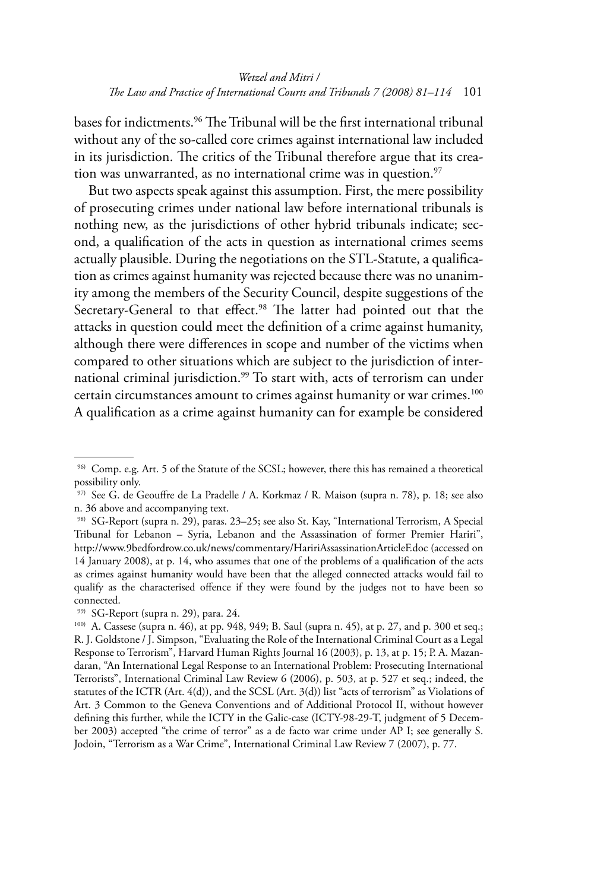bases for indictments.[96] The Tribunal will be the first international tribunal without any of the so-called core crimes against international law included in its jurisdiction. The critics of the Tribunal therefore argue that its creation was unwarranted, as no international crime was in question.[97]

But two aspects speak against this assumption. First, the mere possibility of prosecuting crimes under national law before international tribunals is nothing new, as the jurisdictions of other hybrid tribunals indicate; second, a qualification of the acts in question as international crimes seems actually plausible. During the negotiations on the STL-Statute, a qualification as crimes against humanity was rejected because there was no unanimity among the members of the Security Council, despite suggestions of the Secretary-General to that effect.[98] The latter had pointed out that the attacks in question could meet the definition of a crime against humanity, although there were differences in scope and number of the victims when compared to other situations which are subject to the jurisdiction of international criminal jurisdiction.[99] To start with, acts of terrorism can under certain circumstances amount to crimes against humanity or war crimes.[100] A qualification as a crime against humanity can for example be considered

---

[96] Comp. e.g. Art. 5 of the Statute of the SCSL; however, there this has remained a theoretical possibility only.

[97] See G. de Geouffre de La Pradelle / A. Korkmaz / R. Maison (supra n. 78), p. 18; see also n. 36 above and accompanying text.

[98] SG-Report (supra n. 29), paras. 23–25; see also St. Kay, "International Terrorism, A Special Tribunal for Lebanon – Syria, Lebanon and the Assassination of former Premier Hariri", http://www.9bedfordrow.co.uk/news/commentary/HaririAssassinationArticleF.doc (accessed on 14 January 2008), at p. 14, who assumes that one of the problems of a qualification of the acts as crimes against humanity would have been that the alleged connected attacks would fail to qualify as the characterised offence if they were found by the judges not to have been so connected.

[99] SG-Report (supra n. 29), para. 24.

[100] A. Cassese (supra n. 46), at pp. 948, 949; B. Saul (supra n. 45), at p. 27, and p. 300 et seq.; R. J. Goldstone / J. Simpson, "Evaluating the Role of the International Criminal Court as a Legal Response to Terrorism", Harvard Human Rights Journal 16 (2003), p. 13, at p. 15; P. A. Mazandaran, "An International Legal Response to an International Problem: Prosecuting International Terrorists", International Criminal Law Review 6 (2006), p. 503, at p. 527 et seq.; indeed, the statutes of the ICTR (Art. 4(d)), and the SCSL (Art. 3(d)) list "acts of terrorism" as Violations of Art. 3 Common to the Geneva Conventions and of Additional Protocol II, without however defining this further, while the ICTY in the Galic-case (ICTY-98-29-T, judgment of 5 December 2003) accepted "the crime of terror" as a de facto war crime under AP I; see generally S. Jodoin, "Terrorism as a War Crime", International Criminal Law Review 7 (2007), p. 77.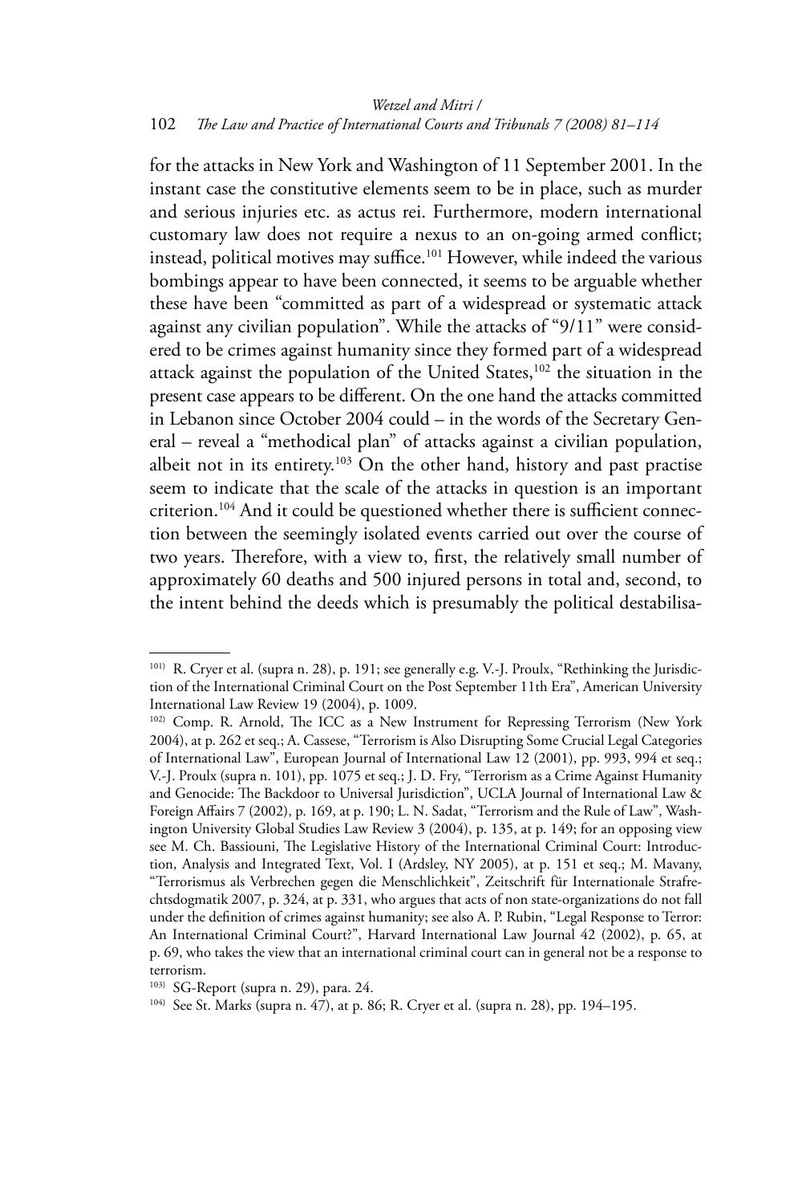for the attacks in New York and Washington of 11 September 2001. In the instant case the constitutive elements seem to be in place, such as murder and serious injuries etc. as actus rei. Furthermore, modern international customary law does not require a nexus to an on-going armed conflict; instead, political motives may suffice.[101] However, while indeed the various bombings appear to have been connected, it seems to be arguable whether these have been "committed as part of a widespread or systematic attack against any civilian population". While the attacks of "9/11" were considered to be crimes against humanity since they formed part of a widespread attack against the population of the United States,[102] the situation in the present case appears to be different. On the one hand the attacks committed in Lebanon since October 2004 could – in the words of the Secretary General – reveal a "methodical plan" of attacks against a civilian population, albeit not in its entirety.[103] On the other hand, history and past practise seem to indicate that the scale of the attacks in question is an important criterion.[104] And it could be questioned whether there is sufficient connection between the seemingly isolated events carried out over the course of two years. Therefore, with a view to, first, the relatively small number of approximately 60 deaths and 500 injured persons in total and, second, to the intent behind the deeds which is presumably the political destabilisa-

---

[101] R. Cryer et al. (supra n. 28), p. 191; see generally e.g. V.-J. Proulx, "Rethinking the Jurisdiction of the International Criminal Court on the Post September 11th Era", American University International Law Review 19 (2004), p. 1009.

[102] Comp. R. Arnold, The ICC as a New Instrument for Repressing Terrorism (New York 2004), at p. 262 et seq.; A. Cassese, "Terrorism is Also Disrupting Some Crucial Legal Categories of International Law", European Journal of International Law 12 (2001), pp. 993, 994 et seq.; V.-J. Proulx (supra n. 101), pp. 1075 et seq.; J. D. Fry, "Terrorism as a Crime Against Humanity and Genocide: The Backdoor to Universal Jurisdiction", UCLA Journal of International Law & Foreign Affairs 7 (2002), p. 169, at p. 190; L. N. Sadat, "Terrorism and the Rule of Law", Washington University Global Studies Law Review 3 (2004), p. 135, at p. 149; for an opposing view see M. Ch. Bassiouni, The Legislative History of the International Criminal Court: Introduction, Analysis and Integrated Text, Vol. I (Ardsley, NY 2005), at p. 151 et seq.; M. Mavany, "Terrorismus als Verbrechen gegen die Menschlichkeit", Zeitschrift für Internationale Strafrechtsdogmatik 2007, p. 324, at p. 331, who argues that acts of non state-organizations do not fall under the definition of crimes against humanity; see also A. P. Rubin, "Legal Response to Terror: An International Criminal Court?", Harvard International Law Journal 42 (2002), p. 65, at p. 69, who takes the view that an international criminal court can in general not be a response to terrorism.

[103] SG-Report (supra n. 29), para. 24.

[104] See St. Marks (supra n. 47), at p. 86; R. Cryer et al. (supra n. 28), pp. 194–195.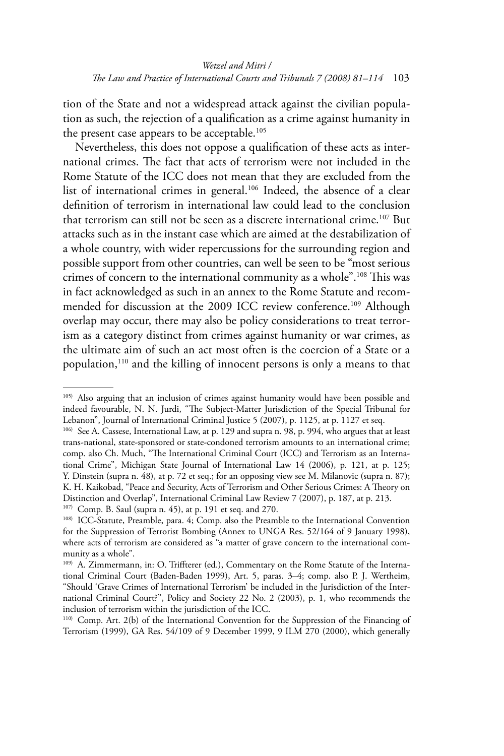tion of the State and not a widespread attack against the civilian population as such, the rejection of a qualification as a crime against humanity in the present case appears to be acceptable.[105]

Nevertheless, this does not oppose a qualification of these acts as international crimes. The fact that acts of terrorism were not included in the Rome Statute of the ICC does not mean that they are excluded from the list of international crimes in general.[106] Indeed, the absence of a clear definition of terrorism in international law could lead to the conclusion that terrorism can still not be seen as a discrete international crime.[107] But attacks such as in the instant case which are aimed at the destabilization of a whole country, with wider repercussions for the surrounding region and possible support from other countries, can well be seen to be "most serious crimes of concern to the international community as a whole".[108] This was in fact acknowledged as such in an annex to the Rome Statute and recommended for discussion at the 2009 ICC review conference.[109] Although overlap may occur, there may also be policy considerations to treat terrorism as a category distinct from crimes against humanity or war crimes, as the ultimate aim of such an act most often is the coercion of a State or a population,[110] and the killing of innocent persons is only a means to that

---

105) Also arguing that an inclusion of crimes against humanity would have been possible and indeed favourable, N. N. Jurdi, "The Subject-Matter Jurisdiction of the Special Tribunal for Lebanon", Journal of International Criminal Justice 5 (2007), p. 1125, at p. 1127 et seq.

106) See A. Cassese, International Law, at p. 129 and supra n. 98, p. 994, who argues that at least trans-national, state-sponsored or state-condoned terrorism amounts to an international crime; comp. also Ch. Much, "The International Criminal Court (ICC) and Terrorism as an International Crime", Michigan State Journal of International Law 14 (2006), p. 121, at p. 125; Y. Dinstein (supra n. 48), at p. 72 et seq.; for an opposing view see M. Milanovic (supra n. 87); K. H. Kaikobad, "Peace and Security, Acts of Terrorism and Other Serious Crimes: A Theory on Distinction and Overlap", International Criminal Law Review 7 (2007), p. 187, at p. 213.

107) Comp. B. Saul (supra n. 45), at p. 191 et seq. and 270.

108) ICC-Statute, Preamble, para. 4; Comp. also the Preamble to the International Convention for the Suppression of Terrorist Bombing (Annex to UNGA Res. 52/164 of 9 January 1998), where acts of terrorism are considered as "a matter of grave concern to the international community as a whole".

109) A. Zimmermann, in: O. Triffterer (ed.), Commentary on the Rome Statute of the International Criminal Court (Baden-Baden 1999), Art. 5, paras. 3–4; comp. also P. J. Wertheim, "Should 'Grave Crimes of International Terrorism' be included in the Jurisdiction of the International Criminal Court?", Policy and Society 22 No. 2 (2003), p. 1, who recommends the inclusion of terrorism within the jurisdiction of the ICC.

110) Comp. Art. 2(b) of the International Convention for the Suppression of the Financing of Terrorism (1999), GA Res. 54/109 of 9 December 1999, 9 ILM 270 (2000), which generally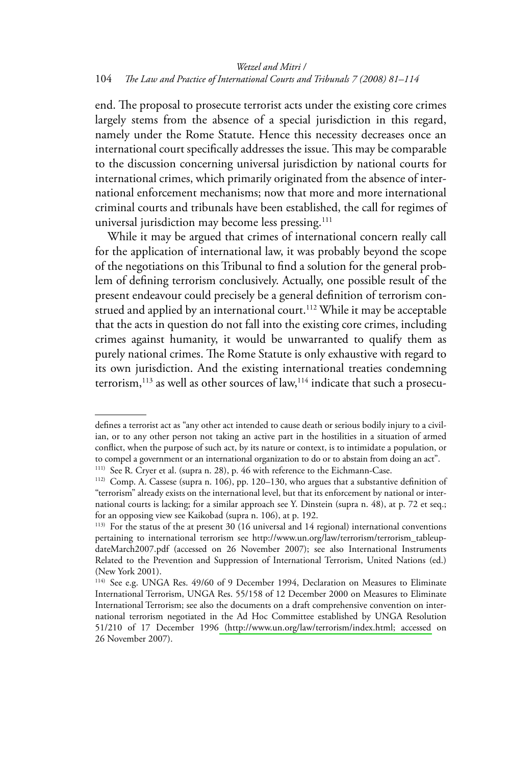end. The proposal to prosecute terrorist acts under the existing core crimes largely stems from the absence of a special jurisdiction in this regard, namely under the Rome Statute. Hence this necessity decreases once an international court specifically addresses the issue. This may be comparable to the discussion concerning universal jurisdiction by national courts for international crimes, which primarily originated from the absence of international enforcement mechanisms; now that more and more international criminal courts and tribunals have been established, the call for regimes of universal jurisdiction may become less pressing.[111]

While it may be argued that crimes of international concern really call for the application of international law, it was probably beyond the scope of the negotiations on this Tribunal to find a solution for the general problem of defining terrorism conclusively. Actually, one possible result of the present endeavour could precisely be a general definition of terrorism construed and applied by an international court.[112] While it may be acceptable that the acts in question do not fall into the existing core crimes, including crimes against humanity, it would be unwarranted to qualify them as purely national crimes. The Rome Statute is only exhaustive with regard to its own jurisdiction. And the existing international treaties condemning terrorism,[113] as well as other sources of law,[114] indicate that such a prosecu-

---

defines a terrorist act as "any other act intended to cause death or serious bodily injury to a civilian, or to any other person not taking an active part in the hostilities in a situation of armed conflict, when the purpose of such act, by its nature or context, is to intimidate a population, or to compel a government or an international organization to do or to abstain from doing an act".

111) See R. Cryer et al. (supra n. 28), p. 46 with reference to the Eichmann-Case.

112) Comp. A. Cassese (supra n. 106), pp. 120–130, who argues that a substantive definition of "terrorism" already exists on the international level, but that its enforcement by national or international courts is lacking; for a similar approach see Y. Dinstein (supra n. 48), at p. 72 et seq.; for an opposing view see Kaikobad (supra n. 106), at p. 192.

113) For the status of the at present 30 (16 universal and 14 regional) international conventions pertaining to international terrorism see http://www.un.org/law/terrorism/terrorism_tableupdateMarch2007.pdf (accessed on 26 November 2007); see also International Instruments Related to the Prevention and Suppression of International Terrorism, United Nations (ed.) (New York 2001).

114) See e.g. UNGA Res. 49/60 of 9 December 1994, Declaration on Measures to Eliminate International Terrorism, UNGA Res. 55/158 of 12 December 2000 on Measures to Eliminate International Terrorism; see also the documents on a draft comprehensive convention on international terrorism negotiated in the Ad Hoc Committee established by UNGA Resolution 51/210 of 17 December 1996 (http://www.un.org/law/terrorism/index.html; accessed on 26 November 2007).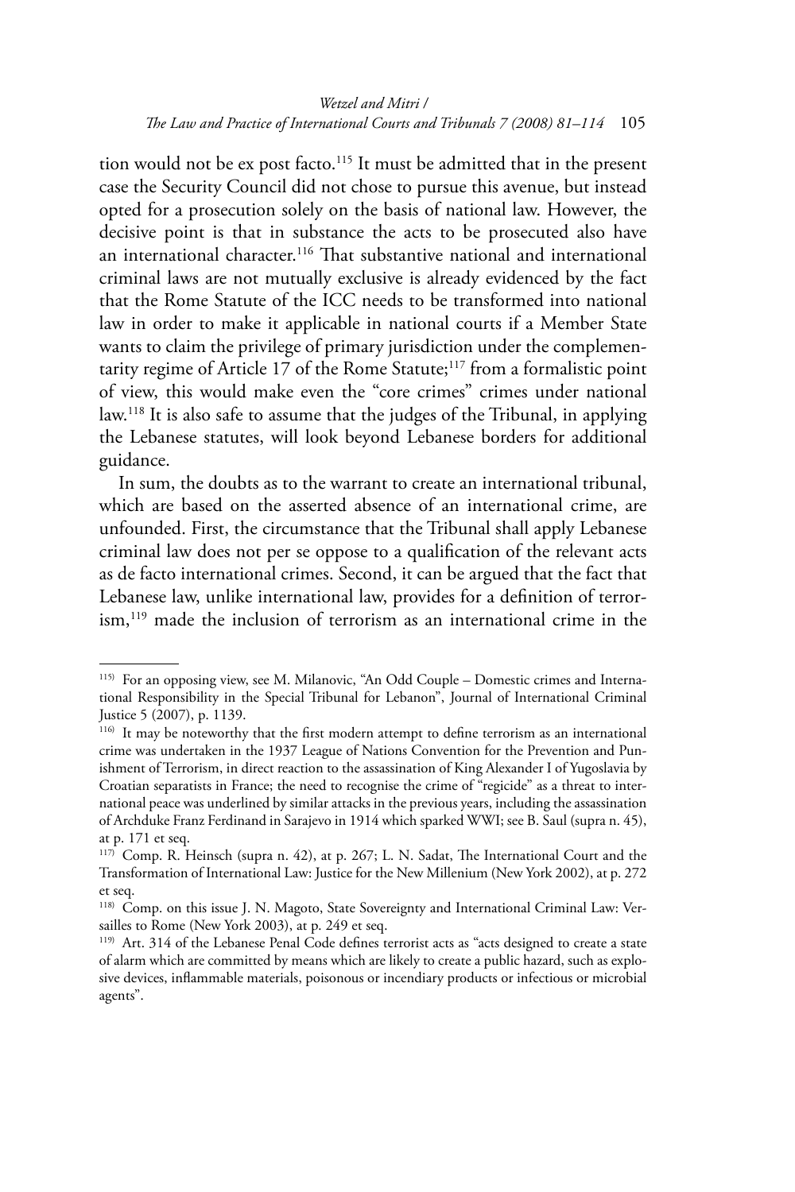tion would not be ex post facto.[115] It must be admitted that in the present case the Security Council did not chose to pursue this avenue, but instead opted for a prosecution solely on the basis of national law. However, the decisive point is that in substance the acts to be prosecuted also have an international character.[116] That substantive national and international criminal laws are not mutually exclusive is already evidenced by the fact that the Rome Statute of the ICC needs to be transformed into national law in order to make it applicable in national courts if a Member State wants to claim the privilege of primary jurisdiction under the complementarity regime of Article 17 of the Rome Statute;[117] from a formalistic point of view, this would make even the "core crimes" crimes under national law.[118] It is also safe to assume that the judges of the Tribunal, in applying the Lebanese statutes, will look beyond Lebanese borders for additional guidance.

In sum, the doubts as to the warrant to create an international tribunal, which are based on the asserted absence of an international crime, are unfounded. First, the circumstance that the Tribunal shall apply Lebanese criminal law does not per se oppose to a qualification of the relevant acts as de facto international crimes. Second, it can be argued that the fact that Lebanese law, unlike international law, provides for a definition of terrorism,[119] made the inclusion of terrorism as an international crime in the

---

[115] For an opposing view, see M. Milanovic, "An Odd Couple – Domestic crimes and International Responsibility in the Special Tribunal for Lebanon", Journal of International Criminal Justice 5 (2007), p. 1139.

[116] It may be noteworthy that the first modern attempt to define terrorism as an international crime was undertaken in the 1937 League of Nations Convention for the Prevention and Punishment of Terrorism, in direct reaction to the assassination of King Alexander I of Yugoslavia by Croatian separatists in France; the need to recognise the crime of "regicide" as a threat to international peace was underlined by similar attacks in the previous years, including the assassination of Archduke Franz Ferdinand in Sarajevo in 1914 which sparked WWI; see B. Saul (supra n. 45), at p. 171 et seq.

[117] Comp. R. Heinsch (supra n. 42), at p. 267; L. N. Sadat, The International Court and the Transformation of International Law: Justice for the New Millenium (New York 2002), at p. 272 et seq.

[118] Comp. on this issue J. N. Magoto, State Sovereignty and International Criminal Law: Versailles to Rome (New York 2003), at p. 249 et seq.

[119] Art. 314 of the Lebanese Penal Code defines terrorist acts as "acts designed to create a state of alarm which are committed by means which are likely to create a public hazard, such as explosive devices, inflammable materials, poisonous or incendiary products or infectious or microbial agents".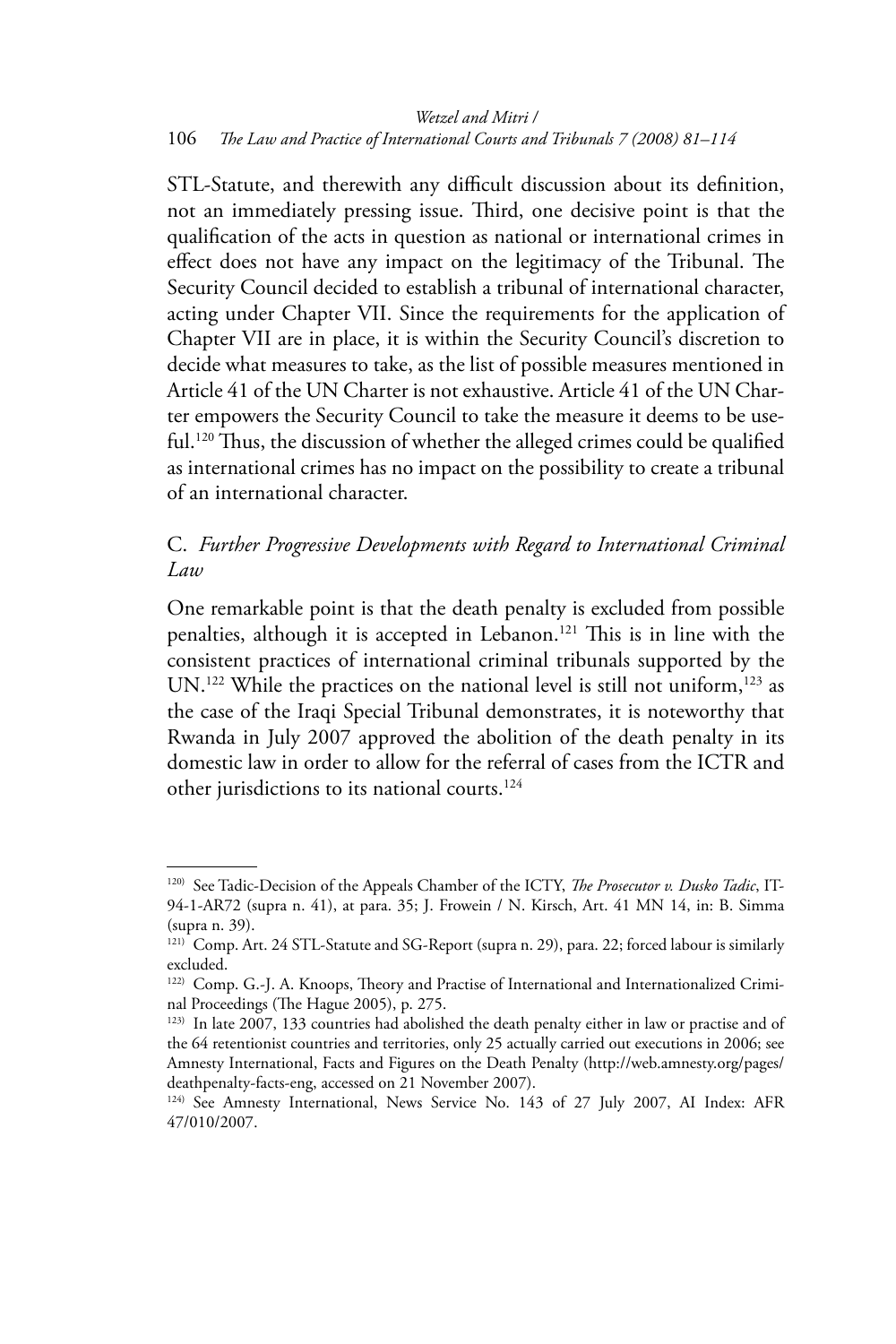STL-Statute, and therewith any difficult discussion about its definition, not an immediately pressing issue. Third, one decisive point is that the qualification of the acts in question as national or international crimes in effect does not have any impact on the legitimacy of the Tribunal. The Security Council decided to establish a tribunal of international character, acting under Chapter VII. Since the requirements for the application of Chapter VII are in place, it is within the Security Council's discretion to decide what measures to take, as the list of possible measures mentioned in Article 41 of the UN Charter is not exhaustive. Article 41 of the UN Charter empowers the Security Council to take the measure it deems to be useful.[120] Thus, the discussion of whether the alleged crimes could be qualified as international crimes has no impact on the possibility to create a tribunal of an international character.

## C. *Further Progressive Developments with Regard to International Criminal Law*

One remarkable point is that the death penalty is excluded from possible penalties, although it is accepted in Lebanon.[121] This is in line with the consistent practices of international criminal tribunals supported by the UN.[122] While the practices on the national level is still not uniform,[123] as the case of the Iraqi Special Tribunal demonstrates, it is noteworthy that Rwanda in July 2007 approved the abolition of the death penalty in its domestic law in order to allow for the referral of cases from the ICTR and other jurisdictions to its national courts.[124]

---

[120] See Tadic-Decision of the Appeals Chamber of the ICTY, *The Prosecutor v. Dusko Tadic*, IT-94-1-AR72 (supra n. 41), at para. 35; J. Frowein / N. Kirsch, Art. 41 MN 14, in: B. Simma (supra n. 39).

[121] Comp. Art. 24 STL-Statute and SG-Report (supra n. 29), para. 22; forced labour is similarly excluded.

[122] Comp. G.-J. A. Knoops, Theory and Practise of International and Internationalized Criminal Proceedings (The Hague 2005), p. 275.

[123] In late 2007, 133 countries had abolished the death penalty either in law or practise and of the 64 retentionist countries and territories, only 25 actually carried out executions in 2006; see Amnesty International, Facts and Figures on the Death Penalty (http://web.amnesty.org/pages/deathpenalty-facts-eng, accessed on 21 November 2007).

[124] See Amnesty International, News Service No. 143 of 27 July 2007, AI Index: AFR 47/010/2007.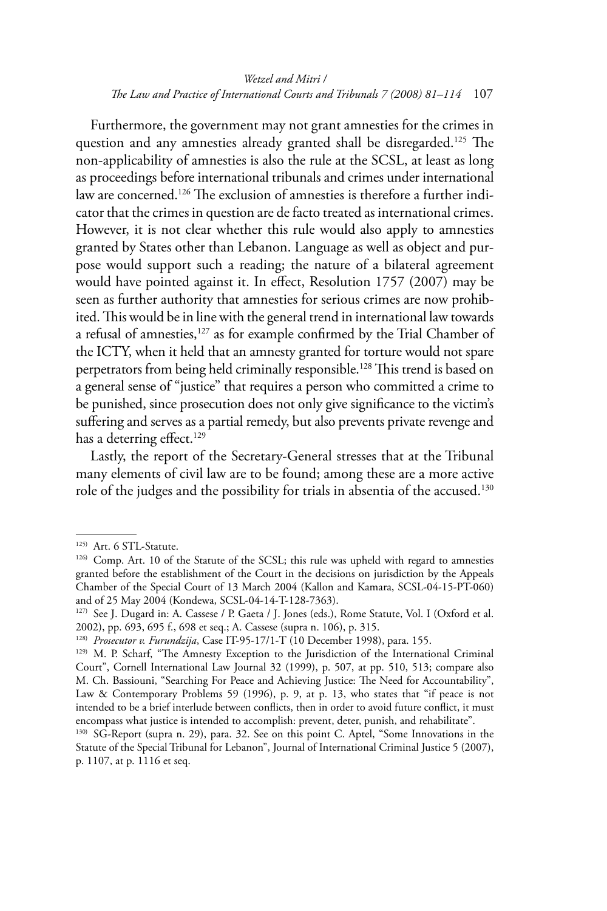Furthermore, the government may not grant amnesties for the crimes in question and any amnesties already granted shall be disregarded.[125] The non-applicability of amnesties is also the rule at the SCSL, at least as long as proceedings before international tribunals and crimes under international law are concerned.[126] The exclusion of amnesties is therefore a further indicator that the crimes in question are de facto treated as international crimes. However, it is not clear whether this rule would also apply to amnesties granted by States other than Lebanon. Language as well as object and purpose would support such a reading; the nature of a bilateral agreement would have pointed against it. In effect, Resolution 1757 (2007) may be seen as further authority that amnesties for serious crimes are now prohibited. This would be in line with the general trend in international law towards a refusal of amnesties,[127] as for example confirmed by the Trial Chamber of the ICTY, when it held that an amnesty granted for torture would not spare perpetrators from being held criminally responsible.[128] This trend is based on a general sense of "justice" that requires a person who committed a crime to be punished, since prosecution does not only give significance to the victim's suffering and serves as a partial remedy, but also prevents private revenge and has a deterring effect.[129]

Lastly, the report of the Secretary-General stresses that at the Tribunal many elements of civil law are to be found; among these are a more active role of the judges and the possibility for trials in absentia of the accused.[130]

---

[125] Art. 6 STL-Statute.

[126] Comp. Art. 10 of the Statute of the SCSL; this rule was upheld with regard to amnesties granted before the establishment of the Court in the decisions on jurisdiction by the Appeals Chamber of the Special Court of 13 March 2004 (Kallon and Kamara, SCSL-04-15-PT-060) and of 25 May 2004 (Kondewa, SCSL-04-14-T-128-7363).

[127] See J. Dugard in: A. Cassese / P. Gaeta / J. Jones (eds.), Rome Statute, Vol. I (Oxford et al. 2002), pp. 693, 695 f., 698 et seq.; A. Cassese (supra n. 106), p. 315.

[128] *Prosecutor v. Furundzija*, Case IT-95-17/1-T (10 December 1998), para. 155.

[129] M. P. Scharf, "The Amnesty Exception to the Jurisdiction of the International Criminal Court", Cornell International Law Journal 32 (1999), p. 507, at pp. 510, 513; compare also M. Ch. Bassiouni, "Searching For Peace and Achieving Justice: The Need for Accountability", Law & Contemporary Problems 59 (1996), p. 9, at p. 13, who states that "if peace is not intended to be a brief interlude between conflicts, then in order to avoid future conflict, it must encompass what justice is intended to accomplish: prevent, deter, punish, and rehabilitate".

[130] SG-Report (supra n. 29), para. 32. See on this point C. Aptel, "Some Innovations in the Statute of the Special Tribunal for Lebanon", Journal of International Criminal Justice 5 (2007), p. 1107, at p. 1116 et seq.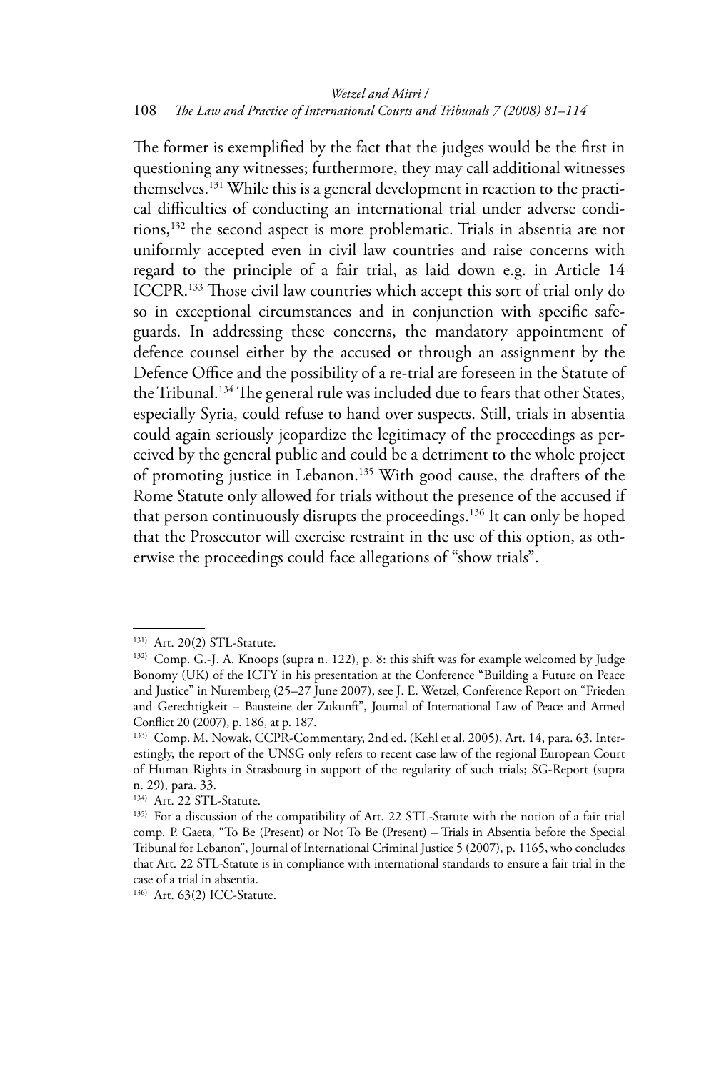The former is exemplified by the fact that the judges would be the first in questioning any witnesses; furthermore, they may call additional witnesses themselves.[131] While this is a general development in reaction to the practical difficulties of conducting an international trial under adverse conditions,[132] the second aspect is more problematic. Trials in absentia are not uniformly accepted even in civil law countries and raise concerns with regard to the principle of a fair trial, as laid down e.g. in Article 14 ICCPR.[133] Those civil law countries which accept this sort of trial only do so in exceptional circumstances and in conjunction with specific safeguards. In addressing these concerns, the mandatory appointment of defence counsel either by the accused or through an assignment by the Defence Office and the possibility of a re-trial are foreseen in the Statute of the Tribunal.[134] The general rule was included due to fears that other States, especially Syria, could refuse to hand over suspects. Still, trials in absentia could again seriously jeopardize the legitimacy of the proceedings as perceived by the general public and could be a detriment to the whole project of promoting justice in Lebanon.[135] With good cause, the drafters of the Rome Statute only allowed for trials without the presence of the accused if that person continuously disrupts the proceedings.[136] It can only be hoped that the Prosecutor will exercise restraint in the use of this option, as otherwise the proceedings could face allegations of "show trials".

---

[131] Art. 20(2) STL-Statute.

[132] Comp. G.-J. A. Knoops (supra n. 122), p. 8: this shift was for example welcomed by Judge Bonomy (UK) of the ICTY in his presentation at the Conference "Building a Future on Peace and Justice" in Nuremberg (25–27 June 2007), see J. E. Wetzel, Conference Report on "Frieden und Gerechtigkeit – Bausteine der Zukunft", Journal of International Law of Peace and Armed Conflict 20 (2007), p. 186, at p. 187.

[133] Comp. M. Nowak, CCPR-Commentary, 2nd ed. (Kehl et al. 2005), Art. 14, para. 63. Interestingly, the report of the UNSG only refers to recent case law of the regional European Court of Human Rights in Strasbourg in support of the regularity of such trials; SG-Report (supra n. 29), para. 33.

[134] Art. 22 STL-Statute.

[135] For a discussion of the compatibility of Art. 22 STL-Statute with the notion of a fair trial comp. P. Gaeta, "To Be (Present) or Not To Be (Present) – Trials in Absentia before the Special Tribunal for Lebanon", Journal of International Criminal Justice 5 (2007), p. 1165, who concludes that Art. 22 STL-Statute is in compliance with international standards to ensure a fair trial in the case of a trial in absentia.

[136] Art. 63(2) ICC-Statute.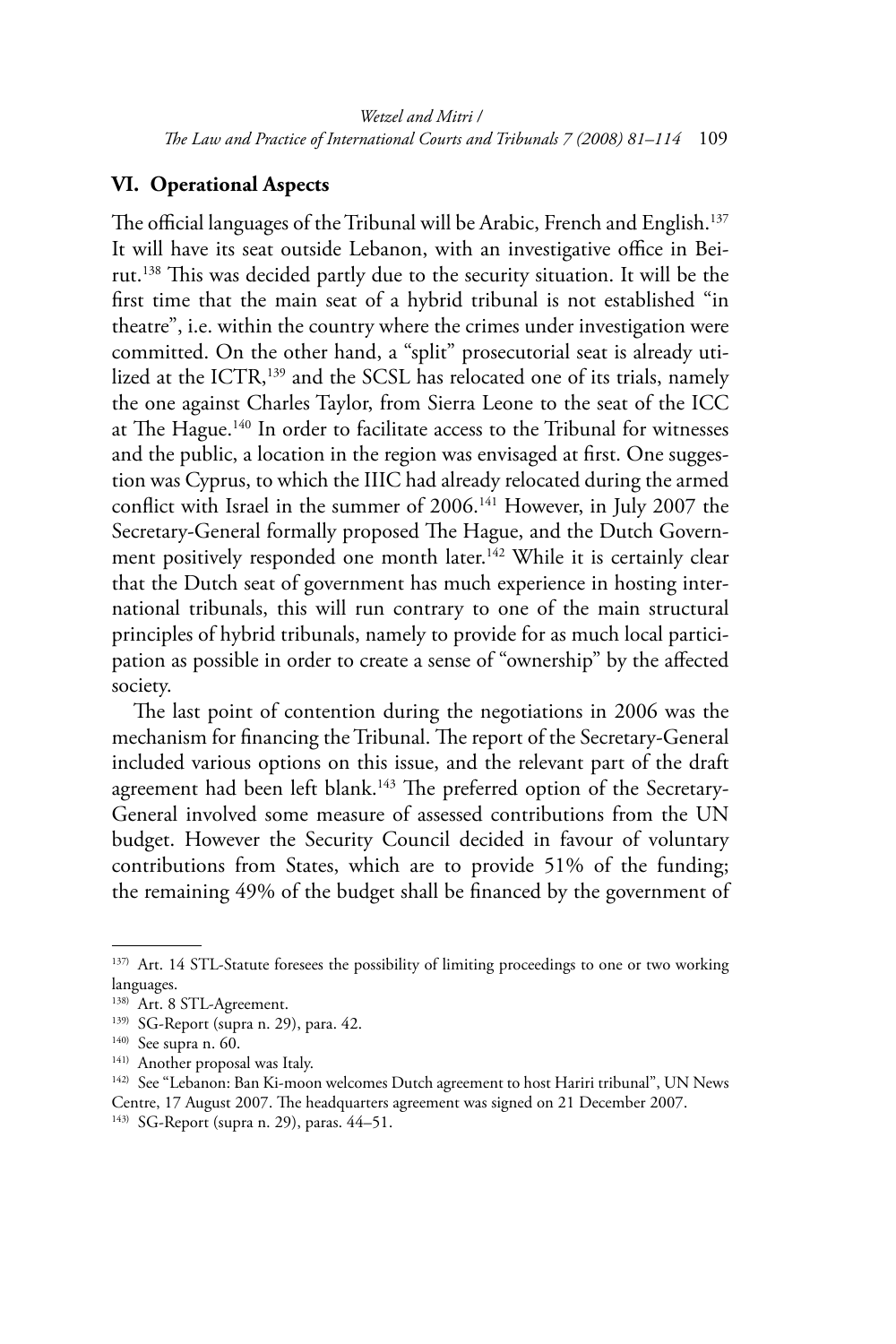## VI. Operational Aspects

The official languages of the Tribunal will be Arabic, French and English.[137] It will have its seat outside Lebanon, with an investigative office in Beirut.[138] This was decided partly due to the security situation. It will be the first time that the main seat of a hybrid tribunal is not established "in theatre", i.e. within the country where the crimes under investigation were committed. On the other hand, a "split" prosecutorial seat is already utilized at the ICTR,[139] and the SCSL has relocated one of its trials, namely the one against Charles Taylor, from Sierra Leone to the seat of the ICC at The Hague.[140] In order to facilitate access to the Tribunal for witnesses and the public, a location in the region was envisaged at first. One suggestion was Cyprus, to which the IIIC had already relocated during the armed conflict with Israel in the summer of 2006.[141] However, in July 2007 the Secretary-General formally proposed The Hague, and the Dutch Government positively responded one month later.[142] While it is certainly clear that the Dutch seat of government has much experience in hosting international tribunals, this will run contrary to one of the main structural principles of hybrid tribunals, namely to provide for as much local participation as possible in order to create a sense of "ownership" by the affected society.

The last point of contention during the negotiations in 2006 was the mechanism for financing the Tribunal. The report of the Secretary-General included various options on this issue, and the relevant part of the draft agreement had been left blank.[143] The preferred option of the Secretary-General involved some measure of assessed contributions from the UN budget. However the Security Council decided in favour of voluntary contributions from States, which are to provide 51% of the funding; the remaining 49% of the budget shall be financed by the government of

---

137) Art. 14 STL-Statute foresees the possibility of limiting proceedings to one or two working languages.

138) Art. 8 STL-Agreement.

139) SG-Report (supra n. 29), para. 42.

140) See supra n. 60.

141) Another proposal was Italy.

142) See "Lebanon: Ban Ki-moon welcomes Dutch agreement to host Hariri tribunal", UN News Centre, 17 August 2007. The headquarters agreement was signed on 21 December 2007.

143) SG-Report (supra n. 29), paras. 44–51.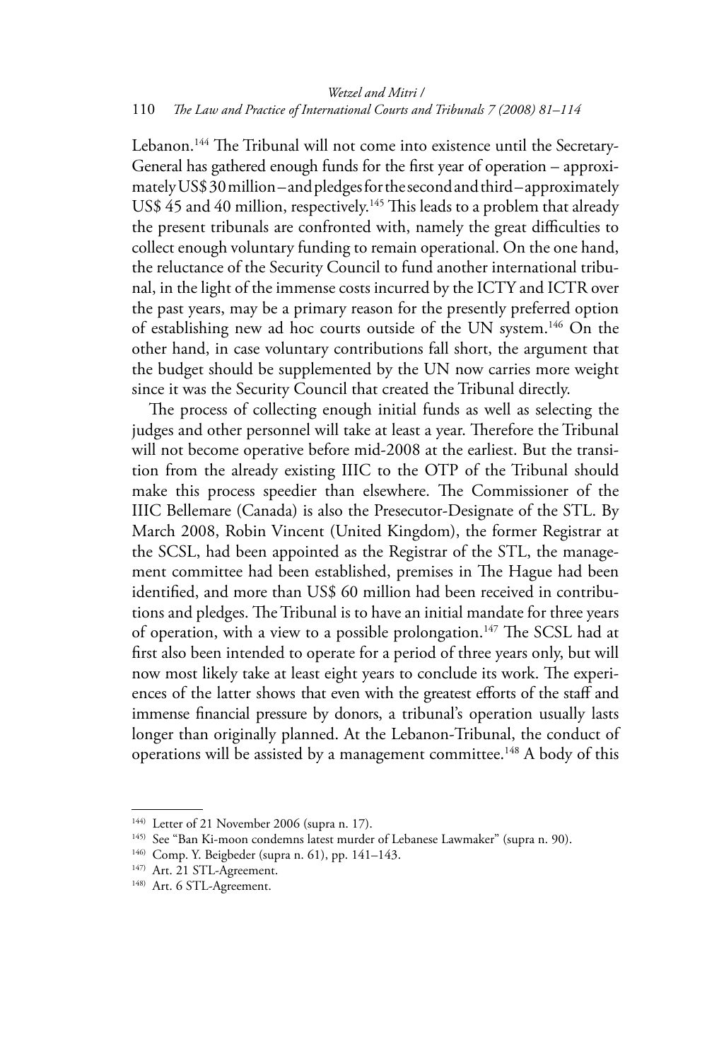Lebanon.[144] The Tribunal will not come into existence until the Secretary-General has gathered enough funds for the first year of operation – approximately US$ 30 million – and pledges for the second and third – approximately US$ 45 and 40 million, respectively.[145] This leads to a problem that already the present tribunals are confronted with, namely the great difficulties to collect enough voluntary funding to remain operational. On the one hand, the reluctance of the Security Council to fund another international tribunal, in the light of the immense costs incurred by the ICTY and ICTR over the past years, may be a primary reason for the presently preferred option of establishing new ad hoc courts outside of the UN system.[146] On the other hand, in case voluntary contributions fall short, the argument that the budget should be supplemented by the UN now carries more weight since it was the Security Council that created the Tribunal directly.

The process of collecting enough initial funds as well as selecting the judges and other personnel will take at least a year. Therefore the Tribunal will not become operative before mid-2008 at the earliest. But the transition from the already existing IIIC to the OTP of the Tribunal should make this process speedier than elsewhere. The Commissioner of the IIIC Bellemare (Canada) is also the Presecutor-Designate of the STL. By March 2008, Robin Vincent (United Kingdom), the former Registrar at the SCSL, had been appointed as the Registrar of the STL, the management committee had been established, premises in The Hague had been identified, and more than US$ 60 million had been received in contributions and pledges. The Tribunal is to have an initial mandate for three years of operation, with a view to a possible prolongation.[147] The SCSL had at first also been intended to operate for a period of three years only, but will now most likely take at least eight years to conclude its work. The experiences of the latter shows that even with the greatest efforts of the staff and immense financial pressure by donors, a tribunal's operation usually lasts longer than originally planned. At the Lebanon-Tribunal, the conduct of operations will be assisted by a management committee.[148] A body of this

---

[144] Letter of 21 November 2006 (supra n. 17).

[145] See "Ban Ki-moon condemns latest murder of Lebanese Lawmaker" (supra n. 90).

[146] Comp. Y. Beigbeder (supra n. 61), pp. 141–143.

[147] Art. 21 STL-Agreement.

[148] Art. 6 STL-Agreement.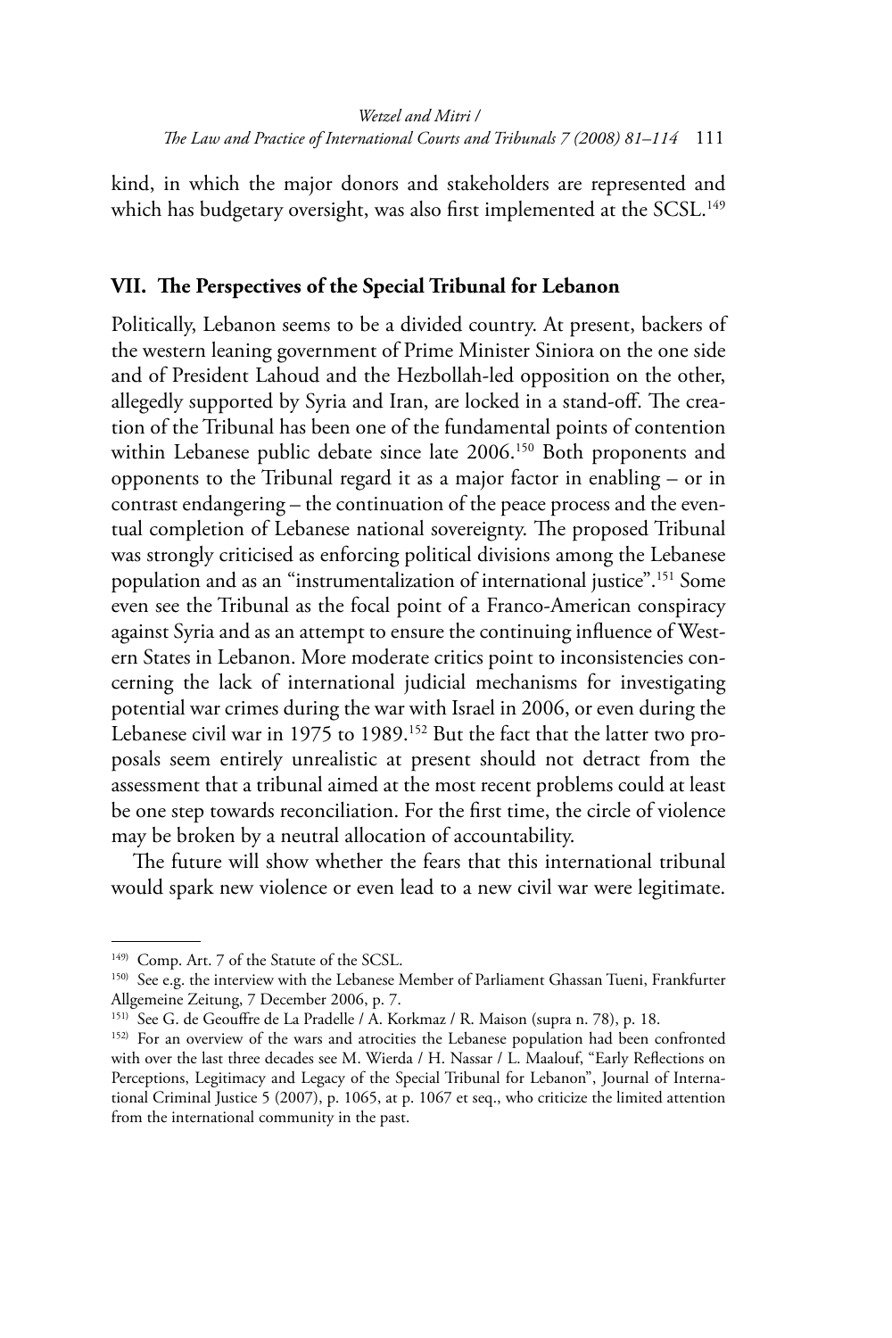kind, in which the major donors and stakeholders are represented and which has budgetary oversight, was also first implemented at the SCSL.[149]

## VII. The Perspectives of the Special Tribunal for Lebanon

Politically, Lebanon seems to be a divided country. At present, backers of the western leaning government of Prime Minister Siniora on the one side and of President Lahoud and the Hezbollah-led opposition on the other, allegedly supported by Syria and Iran, are locked in a stand-off. The creation of the Tribunal has been one of the fundamental points of contention within Lebanese public debate since late 2006.[150] Both proponents and opponents to the Tribunal regard it as a major factor in enabling – or in contrast endangering – the continuation of the peace process and the eventual completion of Lebanese national sovereignty. The proposed Tribunal was strongly criticised as enforcing political divisions among the Lebanese population and as an "instrumentalization of international justice".[151] Some even see the Tribunal as the focal point of a Franco-American conspiracy against Syria and as an attempt to ensure the continuing influence of Western States in Lebanon. More moderate critics point to inconsistencies concerning the lack of international judicial mechanisms for investigating potential war crimes during the war with Israel in 2006, or even during the Lebanese civil war in 1975 to 1989.[152] But the fact that the latter two proposals seem entirely unrealistic at present should not detract from the assessment that a tribunal aimed at the most recent problems could at least be one step towards reconciliation. For the first time, the circle of violence may be broken by a neutral allocation of accountability.

The future will show whether the fears that this international tribunal would spark new violence or even lead to a new civil war were legitimate.

---

[149] Comp. Art. 7 of the Statute of the SCSL.

[150] See e.g. the interview with the Lebanese Member of Parliament Ghassan Tueni, Frankfurter Allgemeine Zeitung, 7 December 2006, p. 7.

[151] See G. de Geouffre de La Pradelle / A. Korkmaz / R. Maison (supra n. 78), p. 18.

[152] For an overview of the wars and atrocities the Lebanese population had been confronted with over the last three decades see M. Wierda / H. Nassar / L. Maalouf, "Early Reflections on Perceptions, Legitimacy and Legacy of the Special Tribunal for Lebanon", Journal of International Criminal Justice 5 (2007), p. 1065, at p. 1067 et seq., who criticize the limited attention from the international community in the past.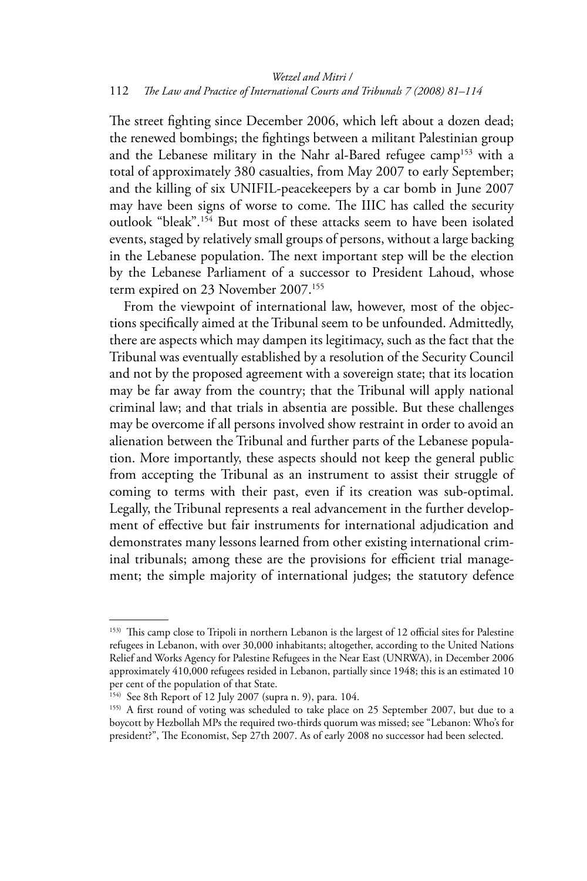The street fighting since December 2006, which left about a dozen dead; the renewed bombings; the fightings between a militant Palestinian group and the Lebanese military in the Nahr al-Bared refugee camp[153] with a total of approximately 380 casualties, from May 2007 to early September; and the killing of six UNIFIL-peacekeepers by a car bomb in June 2007 may have been signs of worse to come. The IIIC has called the security outlook "bleak".[154] But most of these attacks seem to have been isolated events, staged by relatively small groups of persons, without a large backing in the Lebanese population. The next important step will be the election by the Lebanese Parliament of a successor to President Lahoud, whose term expired on 23 November 2007.[155]

From the viewpoint of international law, however, most of the objections specifically aimed at the Tribunal seem to be unfounded. Admittedly, there are aspects which may dampen its legitimacy, such as the fact that the Tribunal was eventually established by a resolution of the Security Council and not by the proposed agreement with a sovereign state; that its location may be far away from the country; that the Tribunal will apply national criminal law; and that trials in absentia are possible. But these challenges may be overcome if all persons involved show restraint in order to avoid an alienation between the Tribunal and further parts of the Lebanese population. More importantly, these aspects should not keep the general public from accepting the Tribunal as an instrument to assist their struggle of coming to terms with their past, even if its creation was sub-optimal. Legally, the Tribunal represents a real advancement in the further development of effective but fair instruments for international adjudication and demonstrates many lessons learned from other existing international criminal tribunals; among these are the provisions for efficient trial management; the simple majority of international judges; the statutory defence

---

[153] This camp close to Tripoli in northern Lebanon is the largest of 12 official sites for Palestine refugees in Lebanon, with over 30,000 inhabitants; altogether, according to the United Nations Relief and Works Agency for Palestine Refugees in the Near East (UNRWA), in December 2006 approximately 410,000 refugees resided in Lebanon, partially since 1948; this is an estimated 10 per cent of the population of that State.

[154] See 8th Report of 12 July 2007 (supra n. 9), para. 104.

[155] A first round of voting was scheduled to take place on 25 September 2007, but due to a boycott by Hezbollah MPs the required two-thirds quorum was missed; see "Lebanon: Who's for president?", The Economist, Sep 27th 2007. As of early 2008 no successor had been selected.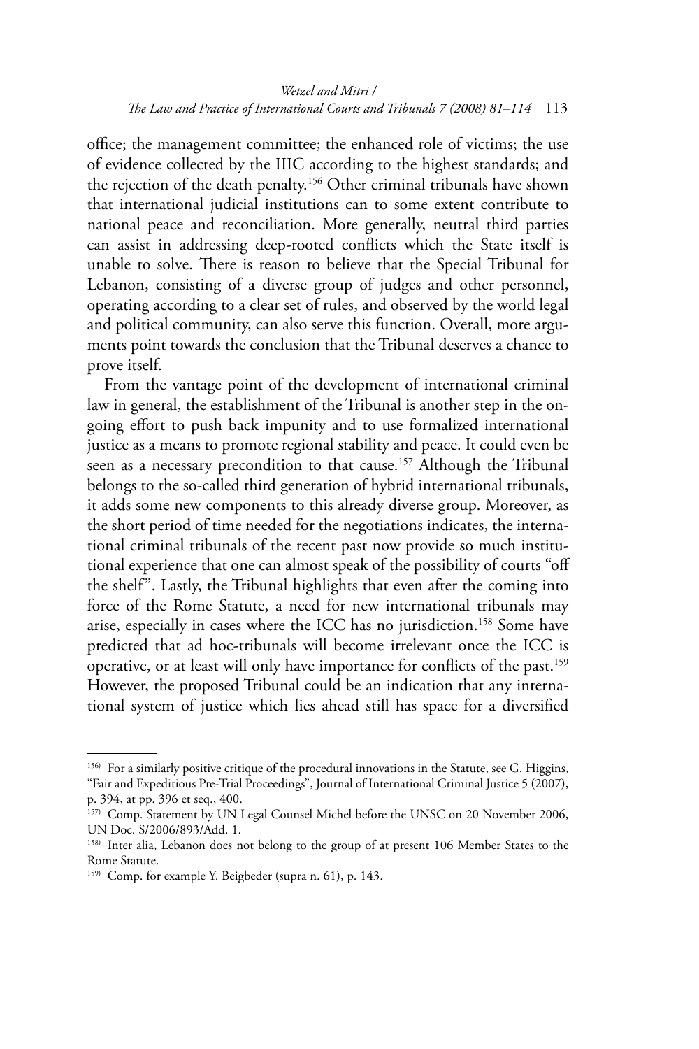office; the management committee; the enhanced role of victims; the use of evidence collected by the IIIC according to the highest standards; and the rejection of the death penalty.[156] Other criminal tribunals have shown that international judicial institutions can to some extent contribute to national peace and reconciliation. More generally, neutral third parties can assist in addressing deep-rooted conflicts which the State itself is unable to solve. There is reason to believe that the Special Tribunal for Lebanon, consisting of a diverse group of judges and other personnel, operating according to a clear set of rules, and observed by the world legal and political community, can also serve this function. Overall, more arguments point towards the conclusion that the Tribunal deserves a chance to prove itself.

From the vantage point of the development of international criminal law in general, the establishment of the Tribunal is another step in the ongoing effort to push back impunity and to use formalized international justice as a means to promote regional stability and peace. It could even be seen as a necessary precondition to that cause.[157] Although the Tribunal belongs to the so-called third generation of hybrid international tribunals, it adds some new components to this already diverse group. Moreover, as the short period of time needed for the negotiations indicates, the international criminal tribunals of the recent past now provide so much institutional experience that one can almost speak of the possibility of courts "off the shelf". Lastly, the Tribunal highlights that even after the coming into force of the Rome Statute, a need for new international tribunals may arise, especially in cases where the ICC has no jurisdiction.[158] Some have predicted that ad hoc-tribunals will become irrelevant once the ICC is operative, or at least will only have importance for conflicts of the past.[159] However, the proposed Tribunal could be an indication that any international system of justice which lies ahead still has space for a diversified

---

[156] For a similarly positive critique of the procedural innovations in the Statute, see G. Higgins, "Fair and Expeditious Pre-Trial Proceedings", Journal of International Criminal Justice 5 (2007), p. 394, at pp. 396 et seq., 400.

[157] Comp. Statement by UN Legal Counsel Michel before the UNSC on 20 November 2006, UN Doc. S/2006/893/Add. 1.

[158] Inter alia, Lebanon does not belong to the group of at present 106 Member States to the Rome Statute.

[159] Comp. for example Y. Beigbeder (supra n. 61), p. 143.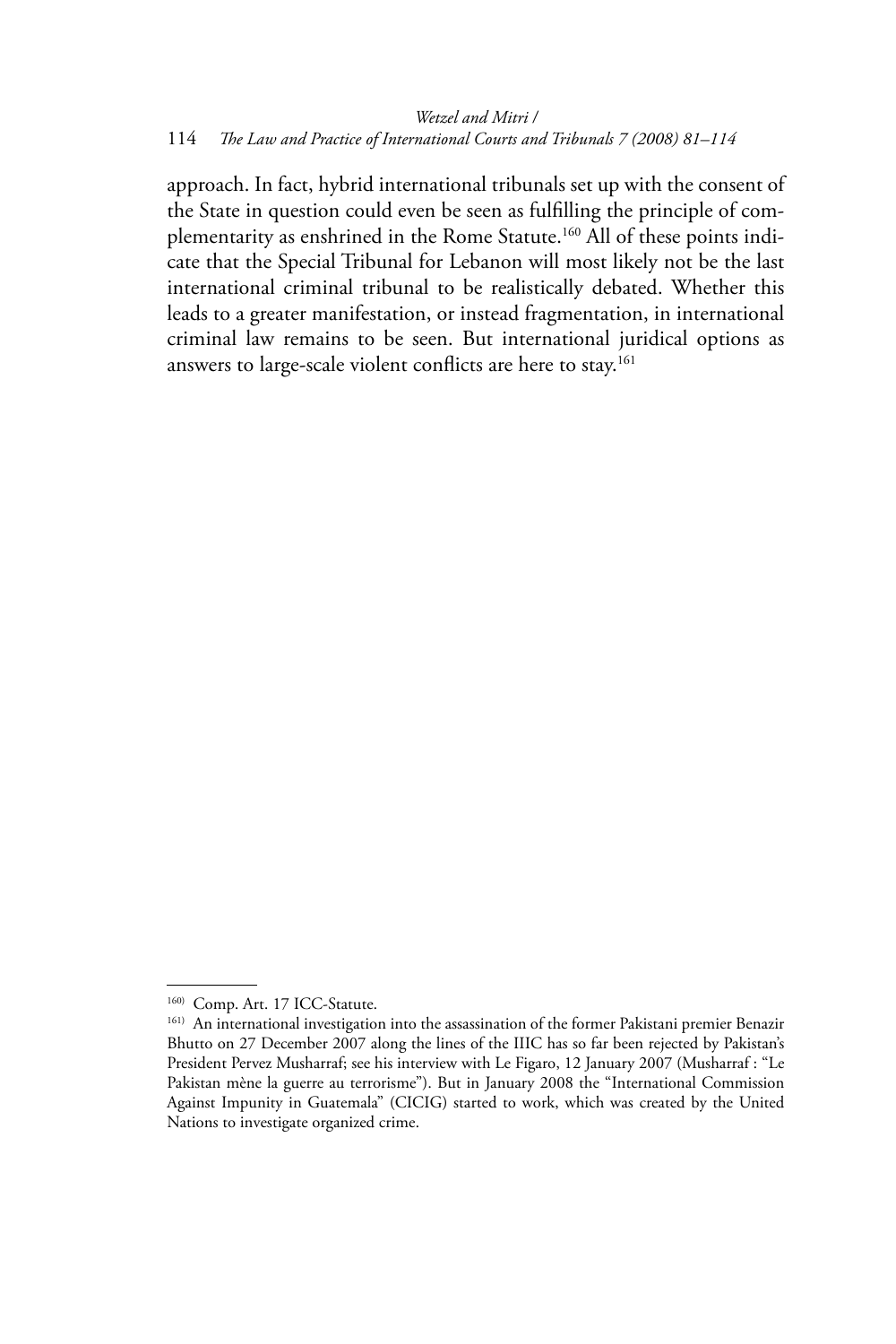approach. In fact, hybrid international tribunals set up with the consent of the State in question could even be seen as fulfilling the principle of complementarity as enshrined in the Rome Statute.[160] All of these points indicate that the Special Tribunal for Lebanon will most likely not be the last international criminal tribunal to be realistically debated. Whether this leads to a greater manifestation, or instead fragmentation, in international criminal law remains to be seen. But international juridical options as answers to large-scale violent conflicts are here to stay.[161]

---

[160] Comp. Art. 17 ICC-Statute.

[161] An international investigation into the assassination of the former Pakistani premier Benazir Bhutto on 27 December 2007 along the lines of the IIIC has so far been rejected by Pakistan's President Pervez Musharraf; see his interview with Le Figaro, 12 January 2007 (Musharraf : "Le Pakistan mène la guerre au terrorisme"). But in January 2008 the "International Commission Against Impunity in Guatemala" (CICIG) started to work, which was created by the United Nations to investigate organized crime.